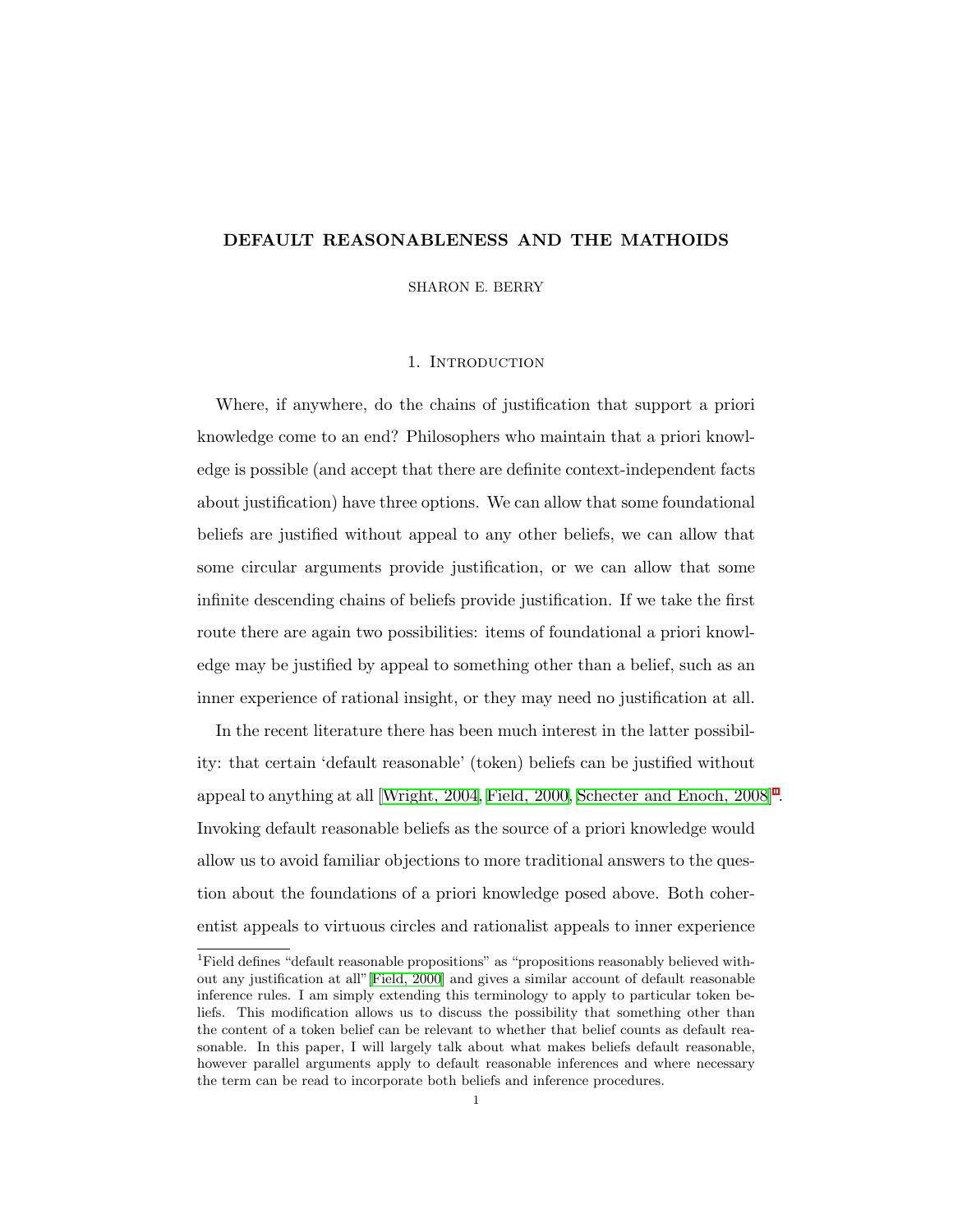# DEFAULT REASONABLENESS AND THE MATHOIDS

SHARON E. BERRY

## 1. Introduction

Where, if anywhere, do the chains of justification that support a priori knowledge come to an end? Philosophers who maintain that a priori knowledge is possible (and accept that there are definite context-independent facts about justification) have three options. We can allow that some foundational beliefs are justified without appeal to any other beliefs, we can allow that some circular arguments provide justification, or we can allow that some infinite descending chains of beliefs provide justification. If we take the first route there are again two possibilities: items of foundational a priori knowledge may be justified by appeal to something other than a belief, such as an inner experience of rational insight, or they may need no justification at all.

In the recent literature there has been much interest in the latter possibility: that certain 'default reasonable' (token) beliefs can be justified without appeal to anything at all [Wright, 2004, Field, 2000, Schecter and Enoch, 2008][1]. Invoking default reasonable beliefs as the source of a priori knowledge would allow us to avoid familiar objections to more traditional answers to the question about the foundations of a priori knowledge posed above. Both coherentist appeals to virtuous circles and rationalist appeals to inner experience

[1]Field defines "default reasonable propositions" as "propositions reasonably believed without any justification at all" [Field, 2000] and gives a similar account of default reasonable inference rules. I am simply extending this terminology to apply to particular token beliefs. This modification allows us to discuss the possibility that something other than the content of a token belief can be relevant to whether that belief counts as default reasonable. In this paper, I will largely talk about what makes beliefs default reasonable, however parallel arguments apply to default reasonable inferences and where necessary the term can be read to incorporate both beliefs and inference procedures.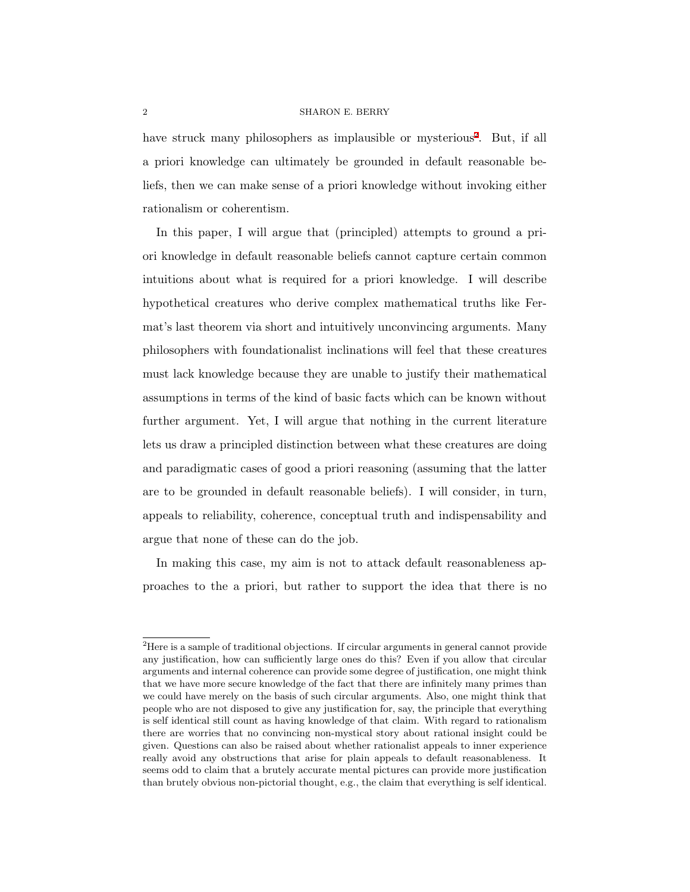have struck many philosophers as implausible or mysterious[2]. But, if all a priori knowledge can ultimately be grounded in default reasonable beliefs, then we can make sense of a priori knowledge without invoking either rationalism or coherentism.

In this paper, I will argue that (principled) attempts to ground a priori knowledge in default reasonable beliefs cannot capture certain common intuitions about what is required for a priori knowledge. I will describe hypothetical creatures who derive complex mathematical truths like Fermat's last theorem via short and intuitively unconvincing arguments. Many philosophers with foundationalist inclinations will feel that these creatures must lack knowledge because they are unable to justify their mathematical assumptions in terms of the kind of basic facts which can be known without further argument. Yet, I will argue that nothing in the current literature lets us draw a principled distinction between what these creatures are doing and paradigmatic cases of good a priori reasoning (assuming that the latter are to be grounded in default reasonable beliefs). I will consider, in turn, appeals to reliability, coherence, conceptual truth and indispensability and argue that none of these can do the job.

In making this case, my aim is not to attack default reasonableness approaches to the a priori, but rather to support the idea that there is no

[2]Here is a sample of traditional objections. If circular arguments in general cannot provide any justification, how can sufficiently large ones do this? Even if you allow that circular arguments and internal coherence can provide some degree of justification, one might think that we have more secure knowledge of the fact that there are infinitely many primes than we could have merely on the basis of such circular arguments. Also, one might think that people who are not disposed to give any justification for, say, the principle that everything is self identical still count as having knowledge of that claim. With regard to rationalism there are worries that no convincing non-mystical story about rational insight could be given. Questions can also be raised about whether rationalist appeals to inner experience really avoid any obstructions that arise for plain appeals to default reasonableness. It seems odd to claim that a brutely accurate mental pictures can provide more justification than brutely obvious non-pictorial thought, e.g., the claim that everything is self identical.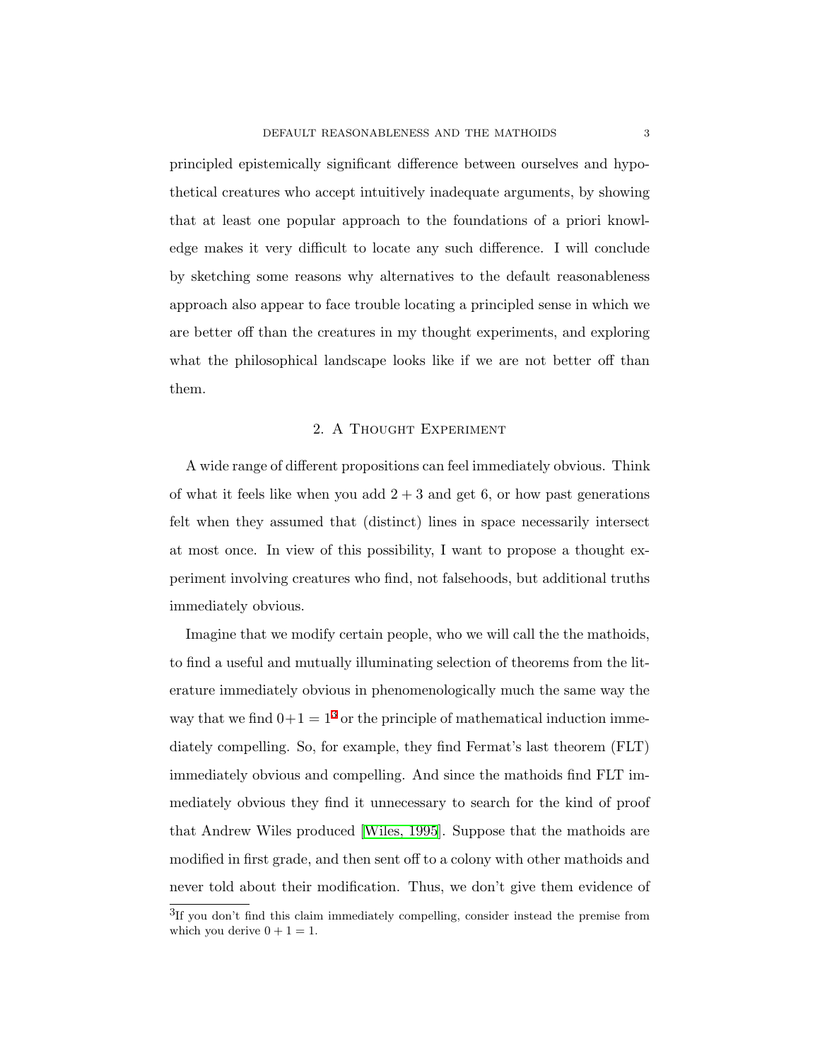principled epistemically significant difference between ourselves and hypothetical creatures who accept intuitively inadequate arguments, by showing that at least one popular approach to the foundations of a priori knowledge makes it very difficult to locate any such difference. I will conclude by sketching some reasons why alternatives to the default reasonableness approach also appear to face trouble locating a principled sense in which we are better off than the creatures in my thought experiments, and exploring what the philosophical landscape looks like if we are not better off than them.

## 2. A Thought Experiment

A wide range of different propositions can feel immediately obvious. Think of what it feels like when you add $2 + 3$ and get 6, or how past generations felt when they assumed that (distinct) lines in space necessarily intersect at most once. In view of this possibility, I want to propose a thought experiment involving creatures who find, not falsehoods, but additional truths immediately obvious.

Imagine that we modify certain people, who we will call the the mathoids, to find a useful and mutually illuminating selection of theorems from the literature immediately obvious in phenomenologically much the same way the way that we find $0+1 = 1$[3] or the principle of mathematical induction immediately compelling. So, for example, they find Fermat's last theorem (FLT) immediately obvious and compelling. And since the mathoids find FLT immediately obvious they find it unnecessary to search for the kind of proof that Andrew Wiles produced [Wiles, 1995]. Suppose that the mathoids are modified in first grade, and then sent off to a colony with other mathoids and never told about their modification. Thus, we don't give them evidence of

[3] If you don't find this claim immediately compelling, consider instead the premise from which you derive $0 + 1 = 1$.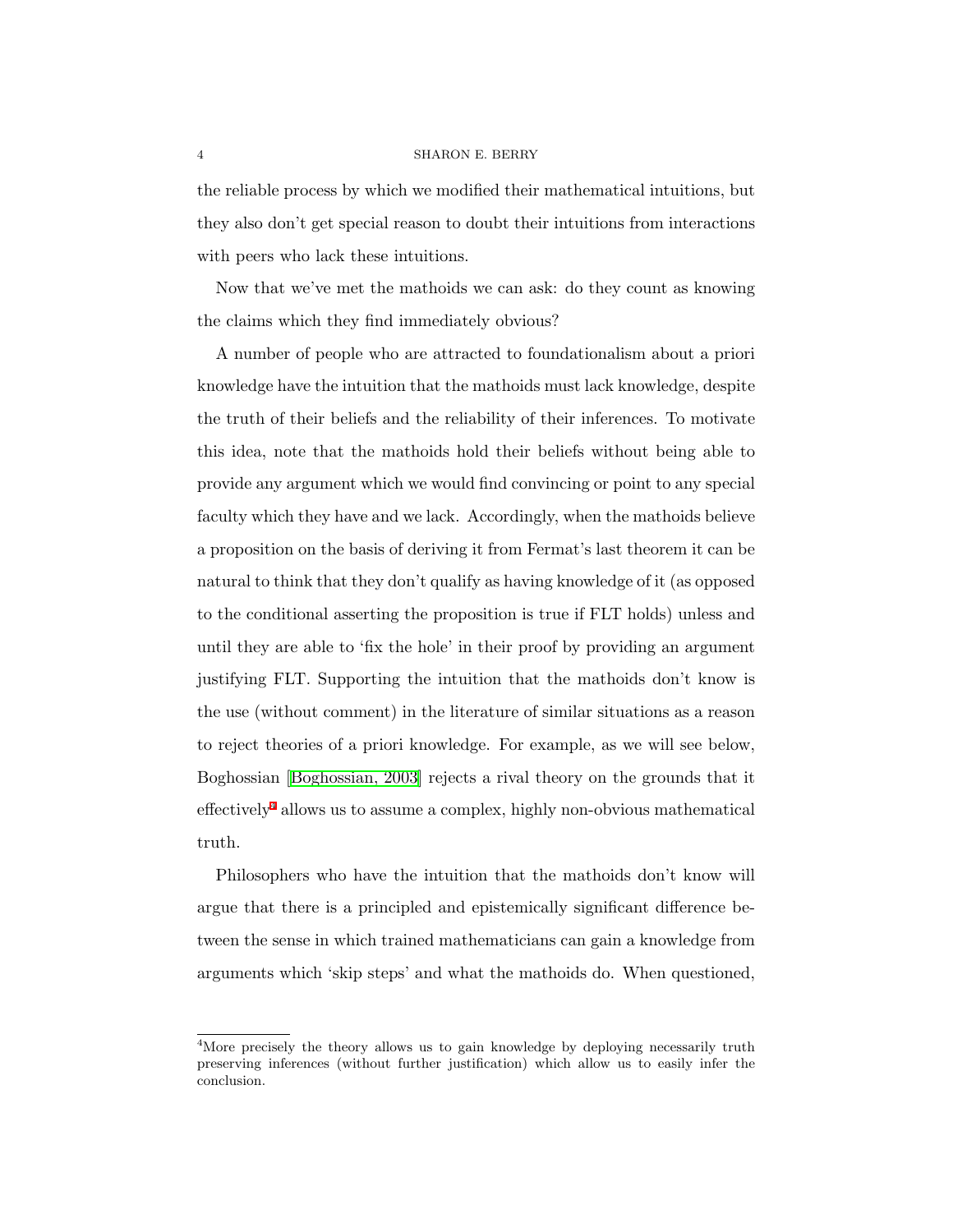the reliable process by which we modified their mathematical intuitions, but they also don't get special reason to doubt their intuitions from interactions with peers who lack these intuitions.

Now that we've met the mathoids we can ask: do they count as knowing the claims which they find immediately obvious?

A number of people who are attracted to foundationalism about a priori knowledge have the intuition that the mathoids must lack knowledge, despite the truth of their beliefs and the reliability of their inferences. To motivate this idea, note that the mathoids hold their beliefs without being able to provide any argument which we would find convincing or point to any special faculty which they have and we lack. Accordingly, when the mathoids believe a proposition on the basis of deriving it from Fermat's last theorem it can be natural to think that they don't qualify as having knowledge of it (as opposed to the conditional asserting the proposition is true if FLT holds) unless and until they are able to 'fix the hole' in their proof by providing an argument justifying FLT. Supporting the intuition that the mathoids don't know is the use (without comment) in the literature of similar situations as a reason to reject theories of a priori knowledge. For example, as we will see below, Boghossian [Boghossian, 2003] rejects a rival theory on the grounds that it effectively[4] allows us to assume a complex, highly non-obvious mathematical truth.

Philosophers who have the intuition that the mathoids don't know will argue that there is a principled and epistemically significant difference between the sense in which trained mathematicians can gain a knowledge from arguments which 'skip steps' and what the mathoids do. When questioned,

[4]More precisely the theory allows us to gain knowledge by deploying necessarily truth preserving inferences (without further justification) which allow us to easily infer the conclusion.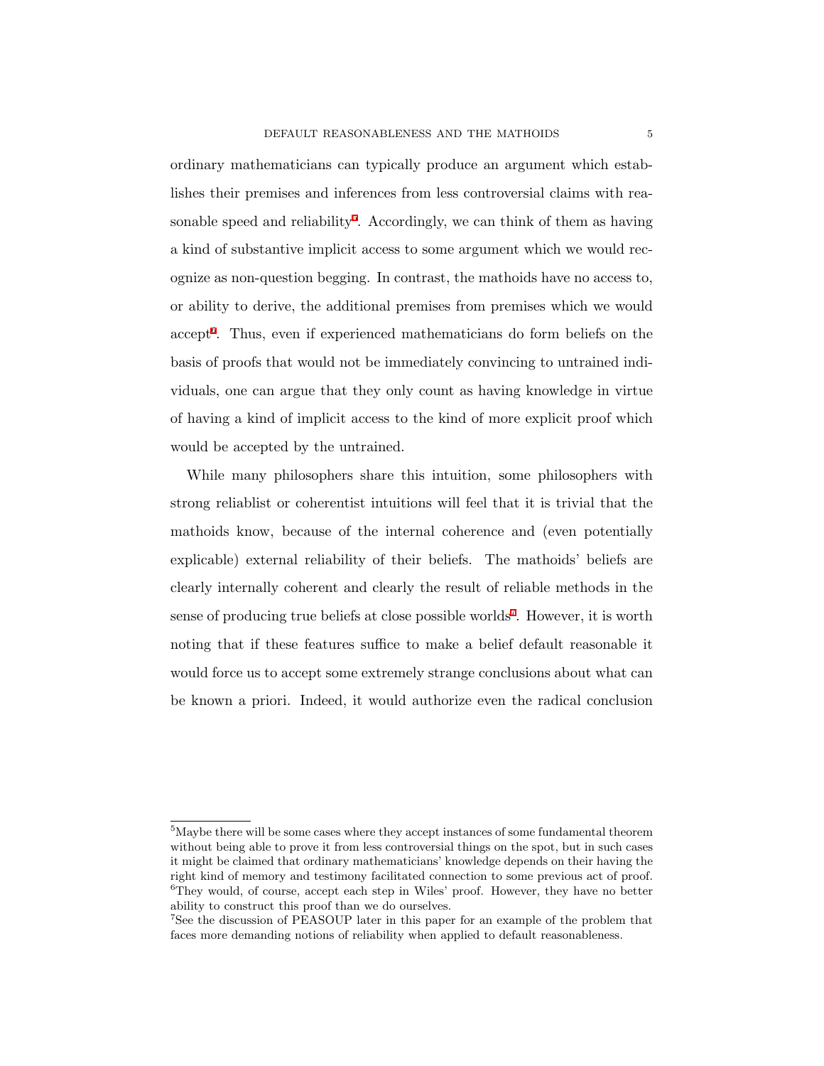ordinary mathematicians can typically produce an argument which establishes their premises and inferences from less controversial claims with reasonable speed and reliability[5]. Accordingly, we can think of them as having a kind of substantive implicit access to some argument which we would recognize as non-question begging. In contrast, the mathoids have no access to, or ability to derive, the additional premises from premises which we would accept[6]. Thus, even if experienced mathematicians do form beliefs on the basis of proofs that would not be immediately convincing to untrained individuals, one can argue that they only count as having knowledge in virtue of having a kind of implicit access to the kind of more explicit proof which would be accepted by the untrained.

While many philosophers share this intuition, some philosophers with strong reliablist or coherentist intuitions will feel that it is trivial that the mathoids know, because of the internal coherence and (even potentially explicable) external reliability of their beliefs. The mathoids' beliefs are clearly internally coherent and clearly the result of reliable methods in the sense of producing true beliefs at close possible worlds[7]. However, it is worth noting that if these features suffice to make a belief default reasonable it would force us to accept some extremely strange conclusions about what can be known a priori. Indeed, it would authorize even the radical conclusion

[5] Maybe there will be some cases where they accept instances of some fundamental theorem without being able to prove it from less controversial things on the spot, but in such cases it might be claimed that ordinary mathematicians' knowledge depends on their having the right kind of memory and testimony facilitated connection to some previous act of proof.

[6] They would, of course, accept each step in Wiles' proof. However, they have no better ability to construct this proof than we do ourselves.

[7] See the discussion of PEASOUP later in this paper for an example of the problem that faces more demanding notions of reliability when applied to default reasonableness.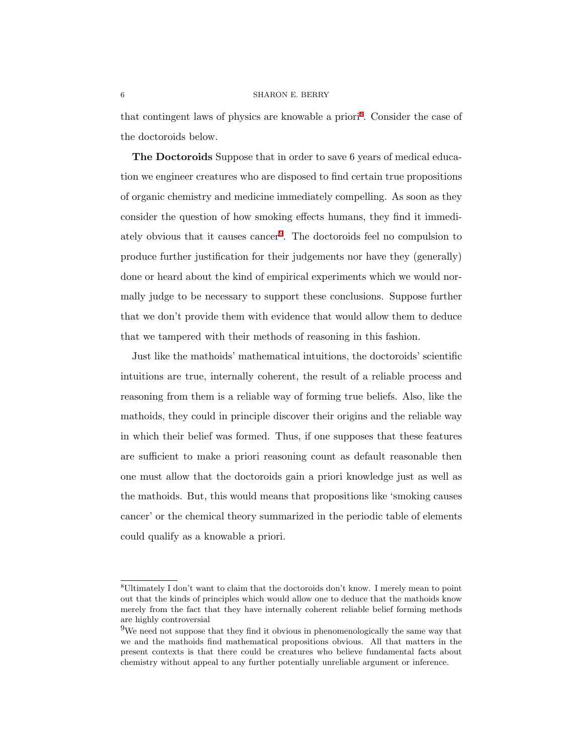that contingent laws of physics are knowable a priori[8]. Consider the case of the doctoroids below.

**The Doctoroids** Suppose that in order to save 6 years of medical education we engineer creatures who are disposed to find certain true propositions of organic chemistry and medicine immediately compelling. As soon as they consider the question of how smoking effects humans, they find it immediately obvious that it causes cancer[9]. The doctoroids feel no compulsion to produce further justification for their judgements nor have they (generally) done or heard about the kind of empirical experiments which we would normally judge to be necessary to support these conclusions. Suppose further that we don't provide them with evidence that would allow them to deduce that we tampered with their methods of reasoning in this fashion.

Just like the mathoids' mathematical intuitions, the doctoroids' scientific intuitions are true, internally coherent, the result of a reliable process and reasoning from them is a reliable way of forming true beliefs. Also, like the mathoids, they could in principle discover their origins and the reliable way in which their belief was formed. Thus, if one supposes that these features are sufficient to make a priori reasoning count as default reasonable then one must allow that the doctoroids gain a priori knowledge just as well as the mathoids. But, this would means that propositions like 'smoking causes cancer' or the chemical theory summarized in the periodic table of elements could qualify as a knowable a priori.

---

[8]Ultimately I don't want to claim that the doctoroids don't know. I merely mean to point out that the kinds of principles which would allow one to deduce that the mathoids know merely from the fact that they have internally coherent reliable belief forming methods are highly controversial

[9]We need not suppose that they find it obvious in phenomenologically the same way that we and the mathoids find mathematical propositions obvious. All that matters in the present contexts is that there could be creatures who believe fundamental facts about chemistry without appeal to any further potentially unreliable argument or inference.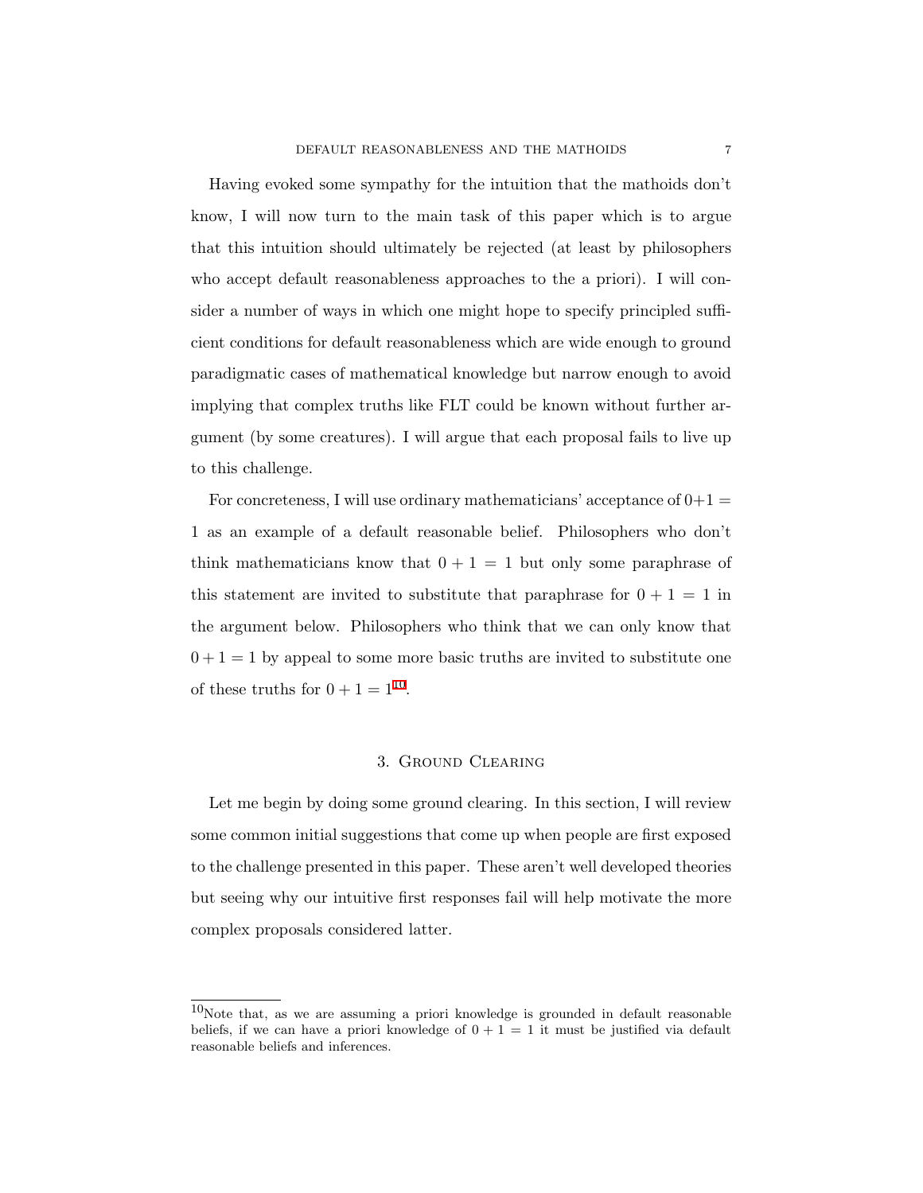Having evoked some sympathy for the intuition that the mathoids don't know, I will now turn to the main task of this paper which is to argue that this intuition should ultimately be rejected (at least by philosophers who accept default reasonableness approaches to the a priori). I will consider a number of ways in which one might hope to specify principled sufficient conditions for default reasonableness which are wide enough to ground paradigmatic cases of mathematical knowledge but narrow enough to avoid implying that complex truths like FLT could be known without further argument (by some creatures). I will argue that each proposal fails to live up to this challenge.

For concreteness, I will use ordinary mathematicians' acceptance of $0+1 = 1$ as an example of a default reasonable belief. Philosophers who don't think mathematicians know that $0 + 1 = 1$ but only some paraphrase of this statement are invited to substitute that paraphrase for $0 + 1 = 1$ in the argument below. Philosophers who think that we can only know that $0 + 1 = 1$ by appeal to some more basic truths are invited to substitute one of these truths for $0 + 1 = 1$[10].

## 3. Ground Clearing

Let me begin by doing some ground clearing. In this section, I will review some common initial suggestions that come up when people are first exposed to the challenge presented in this paper. These aren't well developed theories but seeing why our intuitive first responses fail will help motivate the more complex proposals considered latter.

---

[10] Note that, as we are assuming a priori knowledge is grounded in default reasonable beliefs, if we can have a priori knowledge of $0 + 1 = 1$ it must be justified via default reasonable beliefs and inferences.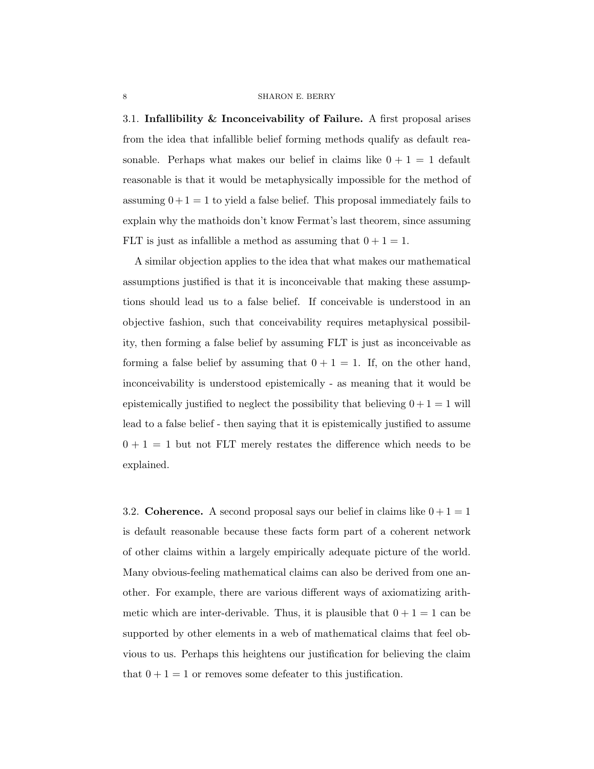### 3.1. **Infallibility & Inconceivability of Failure.**

A first proposal arises from the idea that infallible belief forming methods qualify as default reasonable. Perhaps what makes our belief in claims like $0 + 1 = 1$ default reasonable is that it would be metaphysically impossible for the method of assuming $0+1 = 1$ to yield a false belief. This proposal immediately fails to explain why the mathoids don't know Fermat's last theorem, since assuming FLT is just as infallible a method as assuming that $0 + 1 = 1$.

A similar objection applies to the idea that what makes our mathematical assumptions justified is that it is inconceivable that making these assumptions should lead us to a false belief. If conceivable is understood in an objective fashion, such that conceivability requires metaphysical possibility, then forming a false belief by assuming FLT is just as inconceivable as forming a false belief by assuming that $0 + 1 = 1$. If, on the other hand, inconceivability is understood epistemically - as meaning that it would be epistemically justified to neglect the possibility that believing $0+1 = 1$ will lead to a false belief - then saying that it is epistemically justified to assume $0 + 1 = 1$ but not FLT merely restates the difference which needs to be explained.

### 3.2. **Coherence.**

A second proposal says our belief in claims like $0 + 1 = 1$ is default reasonable because these facts form part of a coherent network of other claims within a largely empirically adequate picture of the world. Many obvious-feeling mathematical claims can also be derived from one another. For example, there are various different ways of axiomatizing arithmetic which are inter-derivable. Thus, it is plausible that $0 + 1 = 1$ can be supported by other elements in a web of mathematical claims that feel obvious to us. Perhaps this heightens our justification for believing the claim that $0 + 1 = 1$ or removes some defeater to this justification.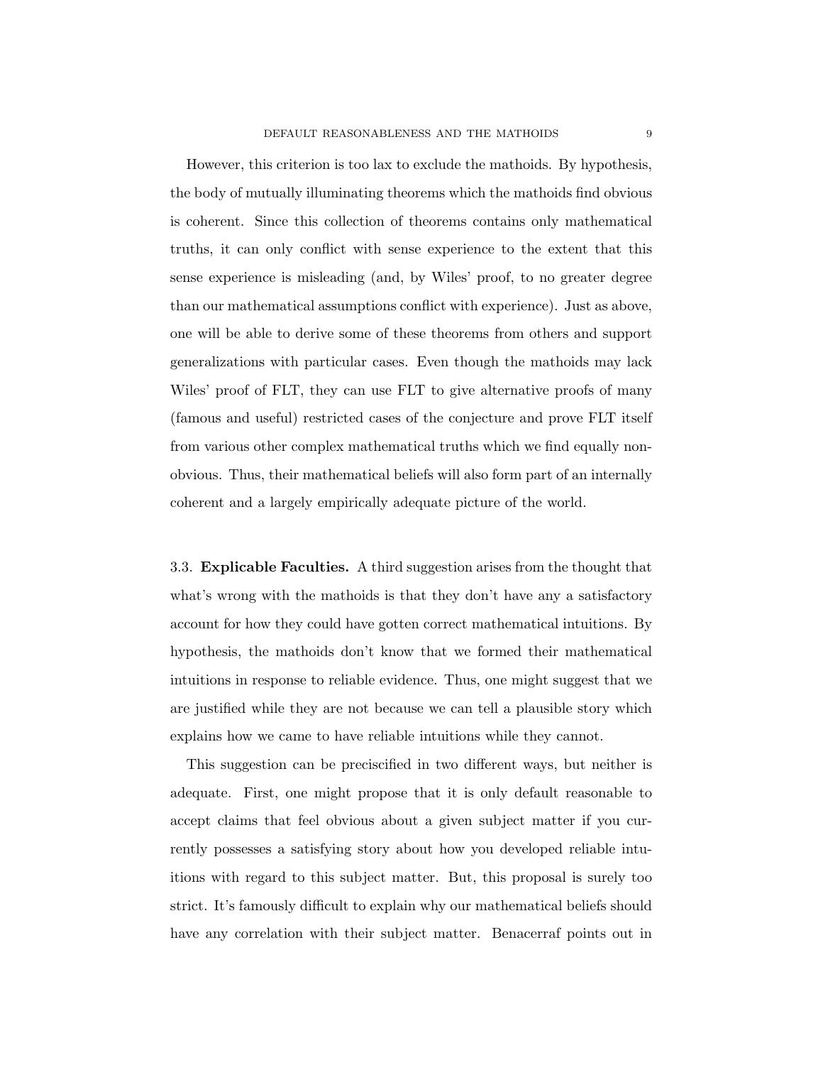However, this criterion is too lax to exclude the mathoids. By hypothesis, the body of mutually illuminating theorems which the mathoids find obvious is coherent. Since this collection of theorems contains only mathematical truths, it can only conflict with sense experience to the extent that this sense experience is misleading (and, by Wiles' proof, to no greater degree than our mathematical assumptions conflict with experience). Just as above, one will be able to derive some of these theorems from others and support generalizations with particular cases. Even though the mathoids may lack Wiles' proof of FLT, they can use FLT to give alternative proofs of many (famous and useful) restricted cases of the conjecture and prove FLT itself from various other complex mathematical truths which we find equally non-obvious. Thus, their mathematical beliefs will also form part of an internally coherent and a largely empirically adequate picture of the world.

3.3. **Explicable Faculties.** A third suggestion arises from the thought that what's wrong with the mathoids is that they don't have any a satisfactory account for how they could have gotten correct mathematical intuitions. By hypothesis, the mathoids don't know that we formed their mathematical intuitions in response to reliable evidence. Thus, one might suggest that we are justified while they are not because we can tell a plausible story which explains how we came to have reliable intuitions while they cannot.

This suggestion can be preciscified in two different ways, but neither is adequate. First, one might propose that it is only default reasonable to accept claims that feel obvious about a given subject matter if you currently possesses a satisfying story about how you developed reliable intuitions with regard to this subject matter. But, this proposal is surely too strict. It's famously difficult to explain why our mathematical beliefs should have any correlation with their subject matter. Benacerraf points out in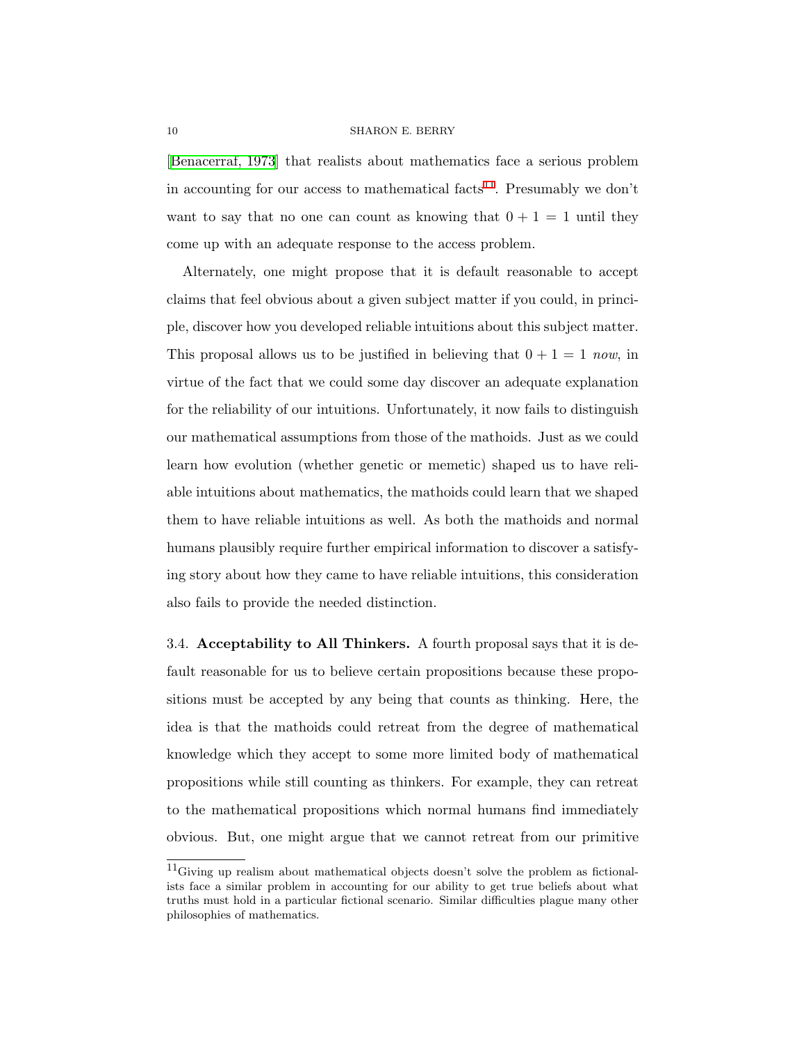[Benacerraf, 1973] that realists about mathematics face a serious problem in accounting for our access to mathematical facts[11]. Presumably we don't want to say that no one can count as knowing that $0 + 1 = 1$ until they come up with an adequate response to the access problem.

Alternately, one might propose that it is default reasonable to accept claims that feel obvious about a given subject matter if you could, in principle, discover how you developed reliable intuitions about this subject matter. This proposal allows us to be justified in believing that $0 + 1 = 1$ *now*, in virtue of the fact that we could some day discover an adequate explanation for the reliability of our intuitions. Unfortunately, it now fails to distinguish our mathematical assumptions from those of the mathoids. Just as we could learn how evolution (whether genetic or memetic) shaped us to have reliable intuitions about mathematics, the mathoids could learn that we shaped them to have reliable intuitions as well. As both the mathoids and normal humans plausibly require further empirical information to discover a satisfying story about how they came to have reliable intuitions, this consideration also fails to provide the needed distinction.

### 3.4. Acceptability to All Thinkers.

A fourth proposal says that it is default reasonable for us to believe certain propositions because these propositions must be accepted by any being that counts as thinking. Here, the idea is that the mathoids could retreat from the degree of mathematical knowledge which they accept to some more limited body of mathematical propositions while still counting as thinkers. For example, they can retreat to the mathematical propositions which normal humans find immediately obvious. But, one might argue that we cannot retreat from our primitive

[11] Giving up realism about mathematical objects doesn't solve the problem as fictionalists face a similar problem in accounting for our ability to get true beliefs about what truths must hold in a particular fictional scenario. Similar difficulties plague many other philosophies of mathematics.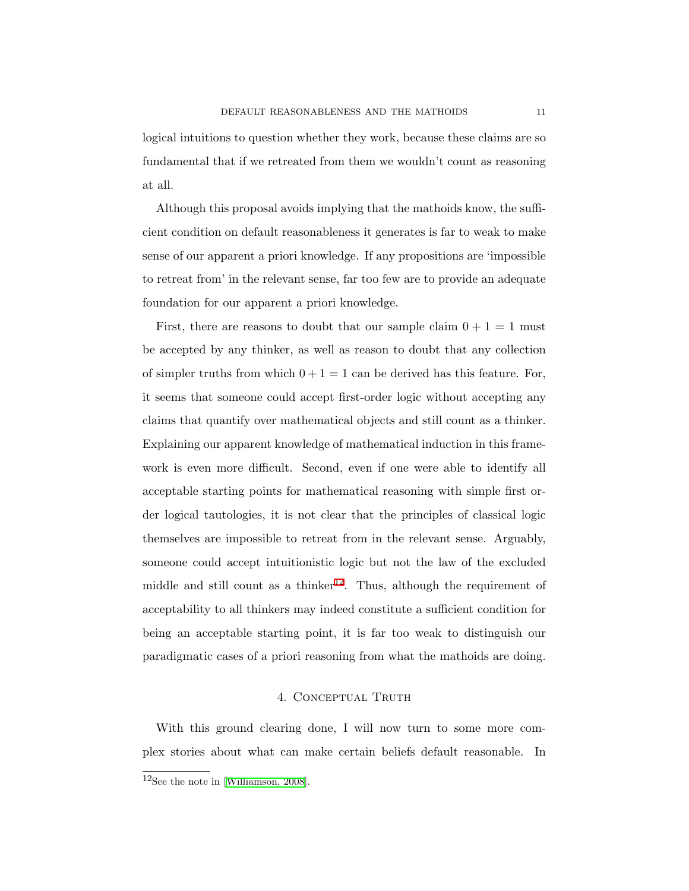logical intuitions to question whether they work, because these claims are so fundamental that if we retreated from them we wouldn't count as reasoning at all.

Although this proposal avoids implying that the mathoids know, the sufficient condition on default reasonableness it generates is far to weak to make sense of our apparent a priori knowledge. If any propositions are 'impossible to retreat from' in the relevant sense, far too few are to provide an adequate foundation for our apparent a priori knowledge.

First, there are reasons to doubt that our sample claim $0 + 1 = 1$ must be accepted by any thinker, as well as reason to doubt that any collection of simpler truths from which $0 + 1 = 1$ can be derived has this feature. For, it seems that someone could accept first-order logic without accepting any claims that quantify over mathematical objects and still count as a thinker. Explaining our apparent knowledge of mathematical induction in this framework is even more difficult. Second, even if one were able to identify all acceptable starting points for mathematical reasoning with simple first order logical tautologies, it is not clear that the principles of classical logic themselves are impossible to retreat from in the relevant sense. Arguably, someone could accept intuitionistic logic but not the law of the excluded middle and still count as a thinker[12]. Thus, although the requirement of acceptability to all thinkers may indeed constitute a sufficient condition for being an acceptable starting point, it is far too weak to distinguish our paradigmatic cases of a priori reasoning from what the mathoids are doing.

## 4. Conceptual Truth

With this ground clearing done, I will now turn to some more complex stories about what can make certain beliefs default reasonable. In

[12] See the note in [Williamson, 2008].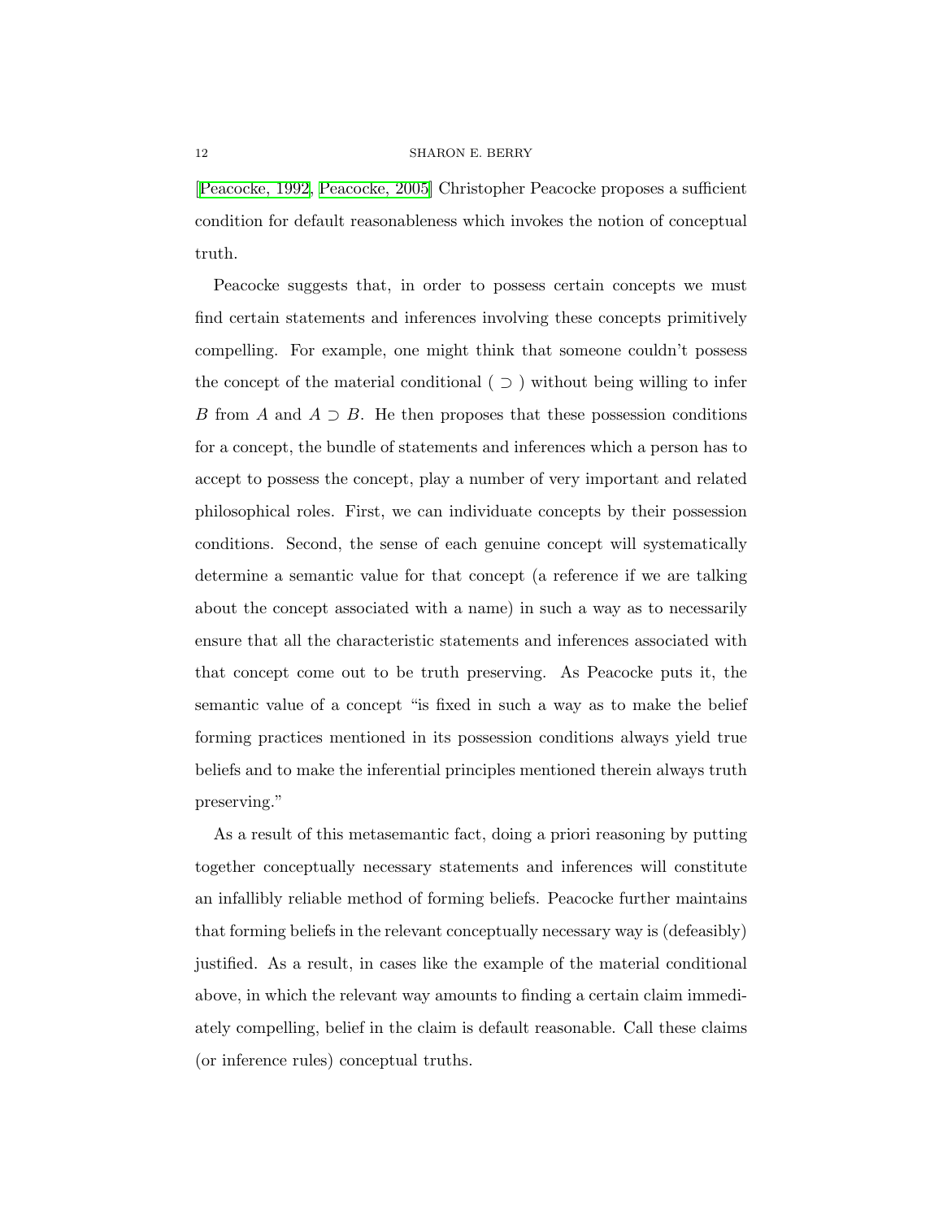[Peacocke, 1992, Peacocke, 2005] Christopher Peacocke proposes a sufficient condition for default reasonableness which invokes the notion of conceptual truth.

Peacocke suggests that, in order to possess certain concepts we must find certain statements and inferences involving these concepts primitively compelling. For example, one might think that someone couldn't possess the concept of the material conditional ( $\supset$ ) without being willing to infer $B$ from $A$ and $A \supset B$. He then proposes that these possession conditions for a concept, the bundle of statements and inferences which a person has to accept to possess the concept, play a number of very important and related philosophical roles. First, we can individuate concepts by their possession conditions. Second, the sense of each genuine concept will systematically determine a semantic value for that concept (a reference if we are talking about the concept associated with a name) in such a way as to necessarily ensure that all the characteristic statements and inferences associated with that concept come out to be truth preserving. As Peacocke puts it, the semantic value of a concept "is fixed in such a way as to make the belief forming practices mentioned in its possession conditions always yield true beliefs and to make the inferential principles mentioned therein always truth preserving."

As a result of this metasemantic fact, doing a priori reasoning by putting together conceptually necessary statements and inferences will constitute an infallibly reliable method of forming beliefs. Peacocke further maintains that forming beliefs in the relevant conceptually necessary way is (defeasibly) justified. As a result, in cases like the example of the material conditional above, in which the relevant way amounts to finding a certain claim immediately compelling, belief in the claim is default reasonable. Call these claims (or inference rules) conceptual truths.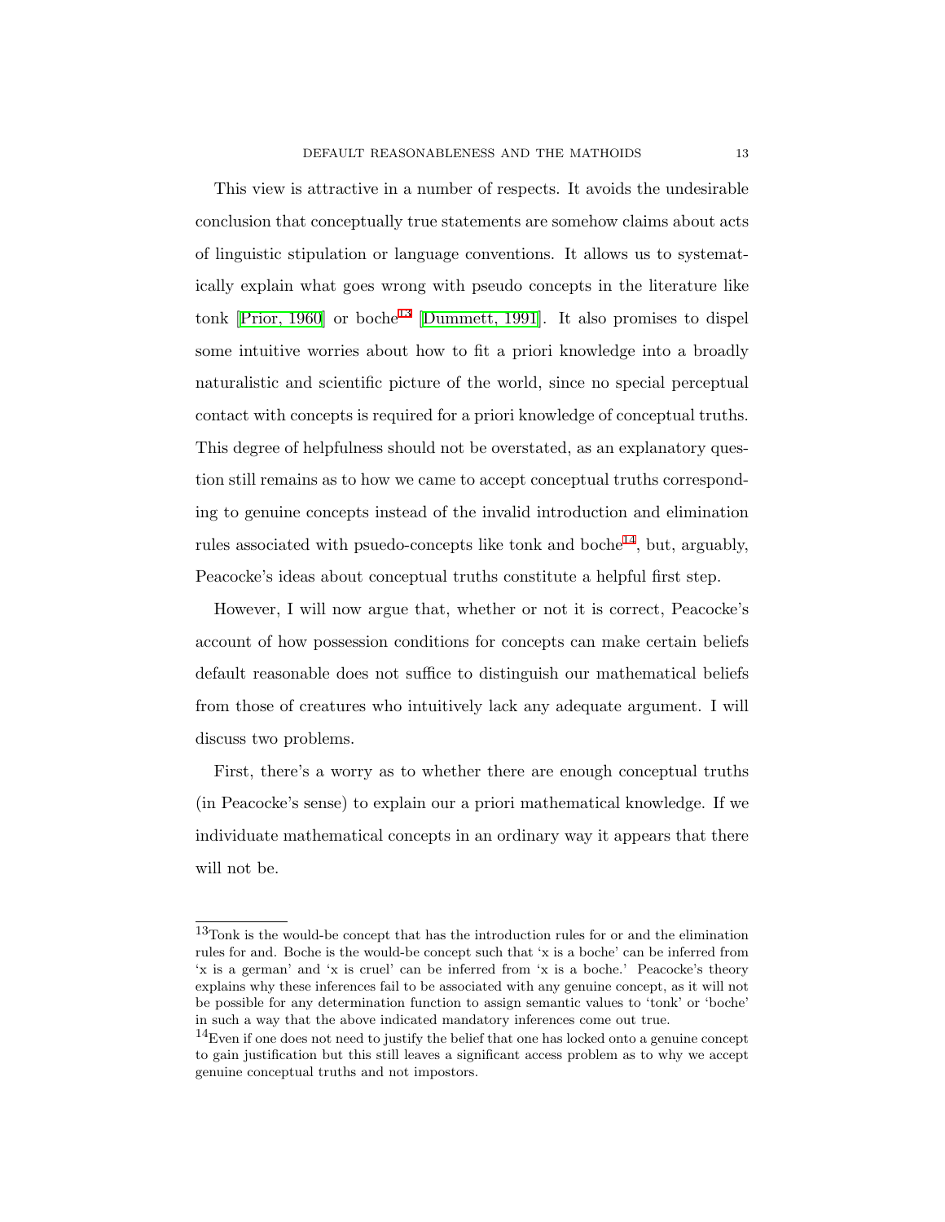This view is attractive in a number of respects. It avoids the undesirable conclusion that conceptually true statements are somehow claims about acts of linguistic stipulation or language conventions. It allows us to systematically explain what goes wrong with pseudo concepts in the literature like tonk [Prior, 1960] or boche[13] [Dummett, 1991]. It also promises to dispel some intuitive worries about how to fit a priori knowledge into a broadly naturalistic and scientific picture of the world, since no special perceptual contact with concepts is required for a priori knowledge of conceptual truths. This degree of helpfulness should not be overstated, as an explanatory question still remains as to how we came to accept conceptual truths corresponding to genuine concepts instead of the invalid introduction and elimination rules associated with psuedo-concepts like tonk and boche[14], but, arguably, Peacocke's ideas about conceptual truths constitute a helpful first step.

However, I will now argue that, whether or not it is correct, Peacocke's account of how possession conditions for concepts can make certain beliefs default reasonable does not suffice to distinguish our mathematical beliefs from those of creatures who intuitively lack any adequate argument. I will discuss two problems.

First, there's a worry as to whether there are enough conceptual truths (in Peacocke's sense) to explain our a priori mathematical knowledge. If we individuate mathematical concepts in an ordinary way it appears that there will not be.

[13]Tonk is the would-be concept that has the introduction rules for or and the elimination rules for and. Boche is the would-be concept such that 'x is a boche' can be inferred from 'x is a german' and 'x is cruel' can be inferred from 'x is a boche.' Peacocke's theory explains why these inferences fail to be associated with any genuine concept, as it will not be possible for any determination function to assign semantic values to 'tonk' or 'boche' in such a way that the above indicated mandatory inferences come out true.

[14]Even if one does not need to justify the belief that one has locked onto a genuine concept to gain justification but this still leaves a significant access problem as to why we accept genuine conceptual truths and not impostors.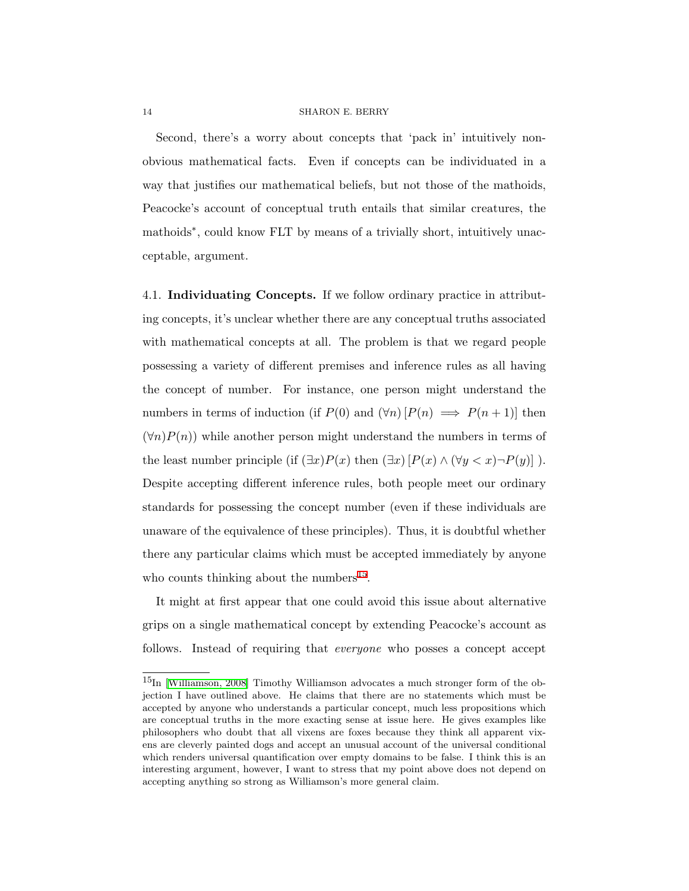Second, there's a worry about concepts that 'pack in' intuitively non-obvious mathematical facts. Even if concepts can be individuated in a way that justifies our mathematical beliefs, but not those of the mathoids, Peacocke's account of conceptual truth entails that similar creatures, the mathoids*, could know FLT by means of a trivially short, intuitively unacceptable, argument.

4.1. **Individuating Concepts.** If we follow ordinary practice in attributing concepts, it's unclear whether there are any conceptual truths associated with mathematical concepts at all. The problem is that we regard people possessing a variety of different premises and inference rules as all having the concept of number. For instance, one person might understand the numbers in terms of induction (if $P(0)$ and $(\forall n)\,[P(n) \implies P(n+1)]$ then $(\forall n)P(n)$) while another person might understand the numbers in terms of the least number principle (if $(\exists x)P(x)$ then $(\exists x)\,[P(x) \wedge (\forall y < x)\neg P(y)]$ ). Despite accepting different inference rules, both people meet our ordinary standards for possessing the concept number (even if these individuals are unaware of the equivalence of these principles). Thus, it is doubtful whether there any particular claims which must be accepted immediately by anyone who counts thinking about the numbers[15].

It might at first appear that one could avoid this issue about alternative grips on a single mathematical concept by extending Peacocke's account as follows. Instead of requiring that *everyone* who posses a concept accept

[15]In [Williamson, 2008] Timothy Williamson advocates a much stronger form of the objection I have outlined above. He claims that there are no statements which must be accepted by anyone who understands a particular concept, much less propositions which are conceptual truths in the more exacting sense at issue here. He gives examples like philosophers who doubt that all vixens are foxes because they think all apparent vixens are cleverly painted dogs and accept an unusual account of the universal conditional which renders universal quantification over empty domains to be false. I think this is an interesting argument, however, I want to stress that my point above does not depend on accepting anything so strong as Williamson's more general claim.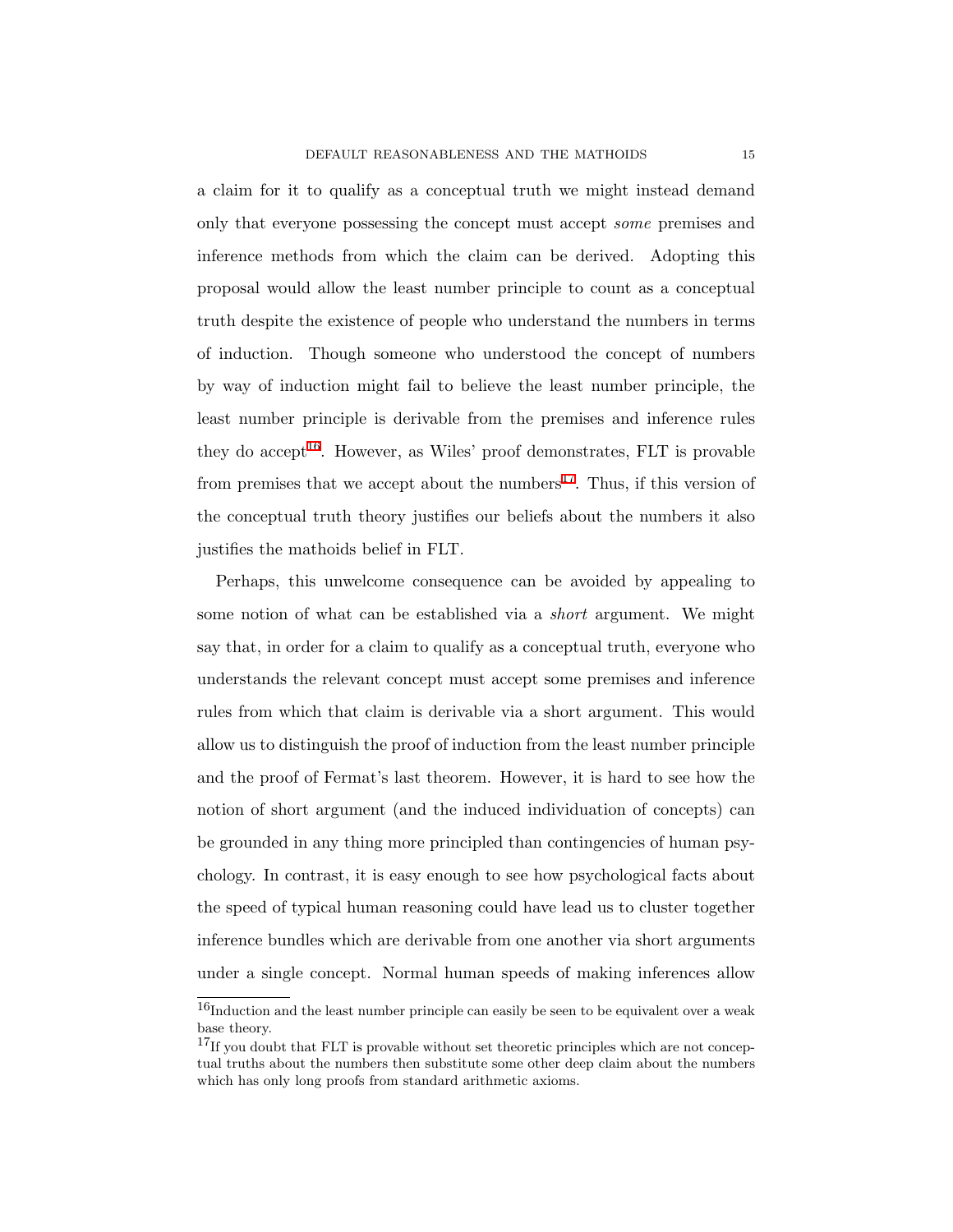a claim for it to qualify as a conceptual truth we might instead demand only that everyone possessing the concept must accept *some* premises and inference methods from which the claim can be derived. Adopting this proposal would allow the least number principle to count as a conceptual truth despite the existence of people who understand the numbers in terms of induction. Though someone who understood the concept of numbers by way of induction might fail to believe the least number principle, the least number principle is derivable from the premises and inference rules they do accept[16]. However, as Wiles' proof demonstrates, FLT is provable from premises that we accept about the numbers[17]. Thus, if this version of the conceptual truth theory justifies our beliefs about the numbers it also justifies the mathoids belief in FLT.

Perhaps, this unwelcome consequence can be avoided by appealing to some notion of what can be established via a *short* argument. We might say that, in order for a claim to qualify as a conceptual truth, everyone who understands the relevant concept must accept some premises and inference rules from which that claim is derivable via a short argument. This would allow us to distinguish the proof of induction from the least number principle and the proof of Fermat's last theorem. However, it is hard to see how the notion of short argument (and the induced individuation of concepts) can be grounded in any thing more principled than contingencies of human psychology. In contrast, it is easy enough to see how psychological facts about the speed of typical human reasoning could have lead us to cluster together inference bundles which are derivable from one another via short arguments under a single concept. Normal human speeds of making inferences allow

[16] Induction and the least number principle can easily be seen to be equivalent over a weak base theory.

[17] If you doubt that FLT is provable without set theoretic principles which are not conceptual truths about the numbers then substitute some other deep claim about the numbers which has only long proofs from standard arithmetic axioms.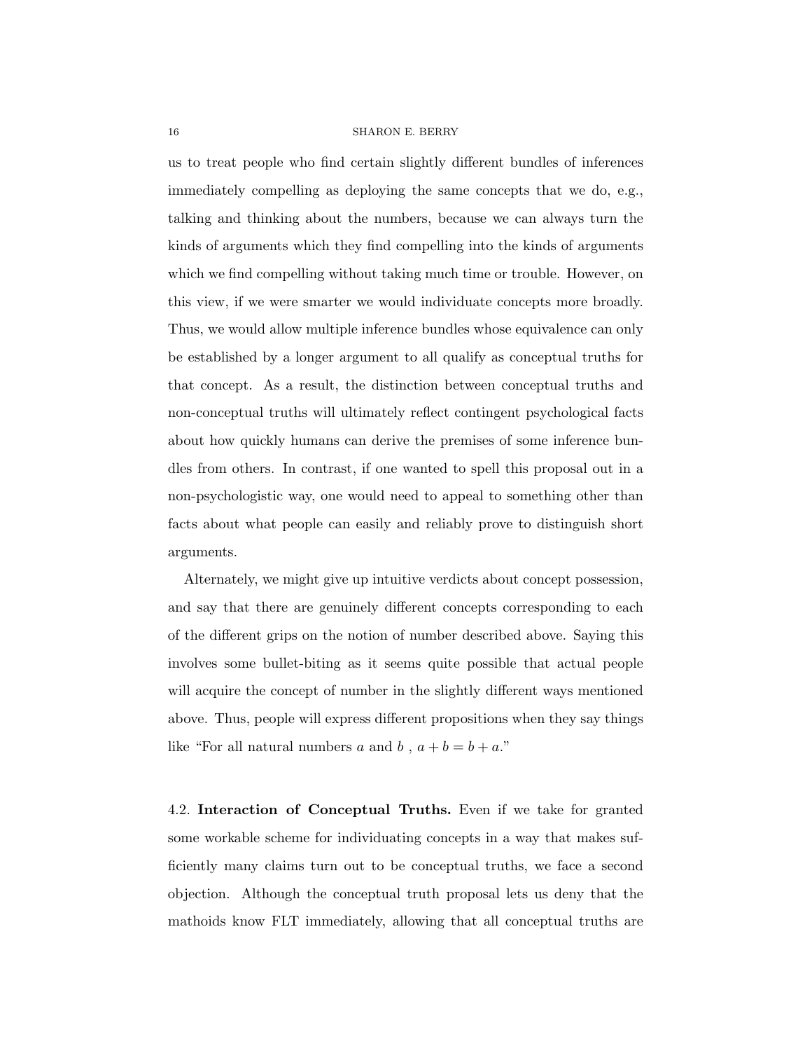us to treat people who find certain slightly different bundles of inferences immediately compelling as deploying the same concepts that we do, e.g., talking and thinking about the numbers, because we can always turn the kinds of arguments which they find compelling into the kinds of arguments which we find compelling without taking much time or trouble. However, on this view, if we were smarter we would individuate concepts more broadly. Thus, we would allow multiple inference bundles whose equivalence can only be established by a longer argument to all qualify as conceptual truths for that concept. As a result, the distinction between conceptual truths and non-conceptual truths will ultimately reflect contingent psychological facts about how quickly humans can derive the premises of some inference bundles from others. In contrast, if one wanted to spell this proposal out in a non-psychologistic way, one would need to appeal to something other than facts about what people can easily and reliably prove to distinguish short arguments.

Alternately, we might give up intuitive verdicts about concept possession, and say that there are genuinely different concepts corresponding to each of the different grips on the notion of number described above. Saying this involves some bullet-biting as it seems quite possible that actual people will acquire the concept of number in the slightly different ways mentioned above. Thus, people will express different propositions when they say things like "For all natural numbers $a$ and $b$ , $a + b = b + a$."

4.2. **Interaction of Conceptual Truths.** Even if we take for granted some workable scheme for individuating concepts in a way that makes sufficiently many claims turn out to be conceptual truths, we face a second objection. Although the conceptual truth proposal lets us deny that the mathoids know FLT immediately, allowing that all conceptual truths are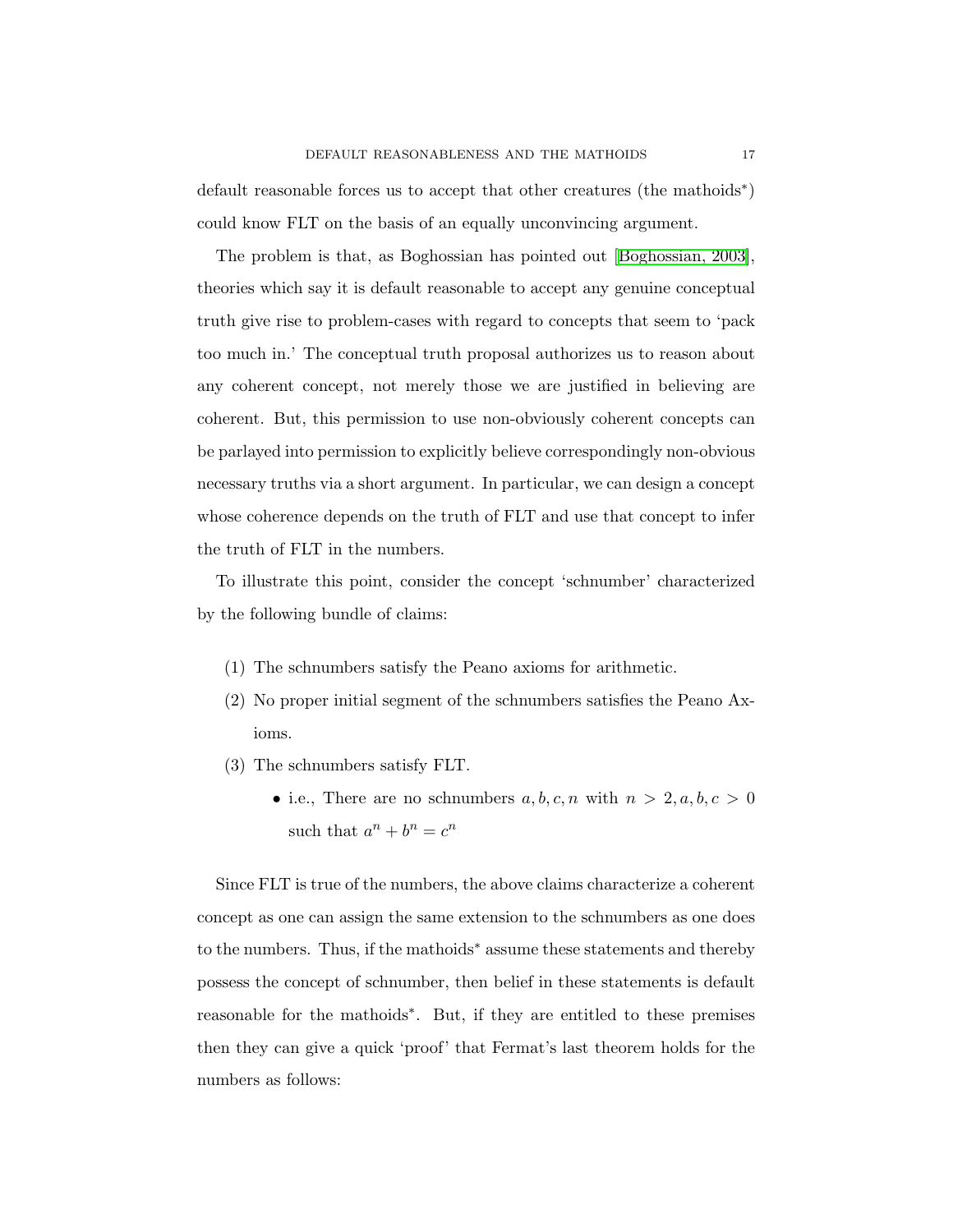default reasonable forces us to accept that other creatures (the mathoids*) could know FLT on the basis of an equally unconvincing argument.

The problem is that, as Boghossian has pointed out [Boghossian, 2003], theories which say it is default reasonable to accept any genuine conceptual truth give rise to problem-cases with regard to concepts that seem to 'pack too much in.' The conceptual truth proposal authorizes us to reason about any coherent concept, not merely those we are justified in believing are coherent. But, this permission to use non-obviously coherent concepts can be parlayed into permission to explicitly believe correspondingly non-obvious necessary truths via a short argument. In particular, we can design a concept whose coherence depends on the truth of FLT and use that concept to infer the truth of FLT in the numbers.

To illustrate this point, consider the concept 'schnumber' characterized by the following bundle of claims:

(1) The schnumbers satisfy the Peano axioms for arithmetic.
(2) No proper initial segment of the schnumbers satisfies the Peano Axioms.
(3) The schnumbers satisfy FLT.
    - i.e., There are no schnumbers $a, b, c, n$ with $n > 2, a, b, c > 0$ such that $a^n + b^n = c^n$

Since FLT is true of the numbers, the above claims characterize a coherent concept as one can assign the same extension to the schnumbers as one does to the numbers. Thus, if the mathoids* assume these statements and thereby possess the concept of schnumber, then belief in these statements is default reasonable for the mathoids*. But, if they are entitled to these premises then they can give a quick 'proof' that Fermat's last theorem holds for the numbers as follows: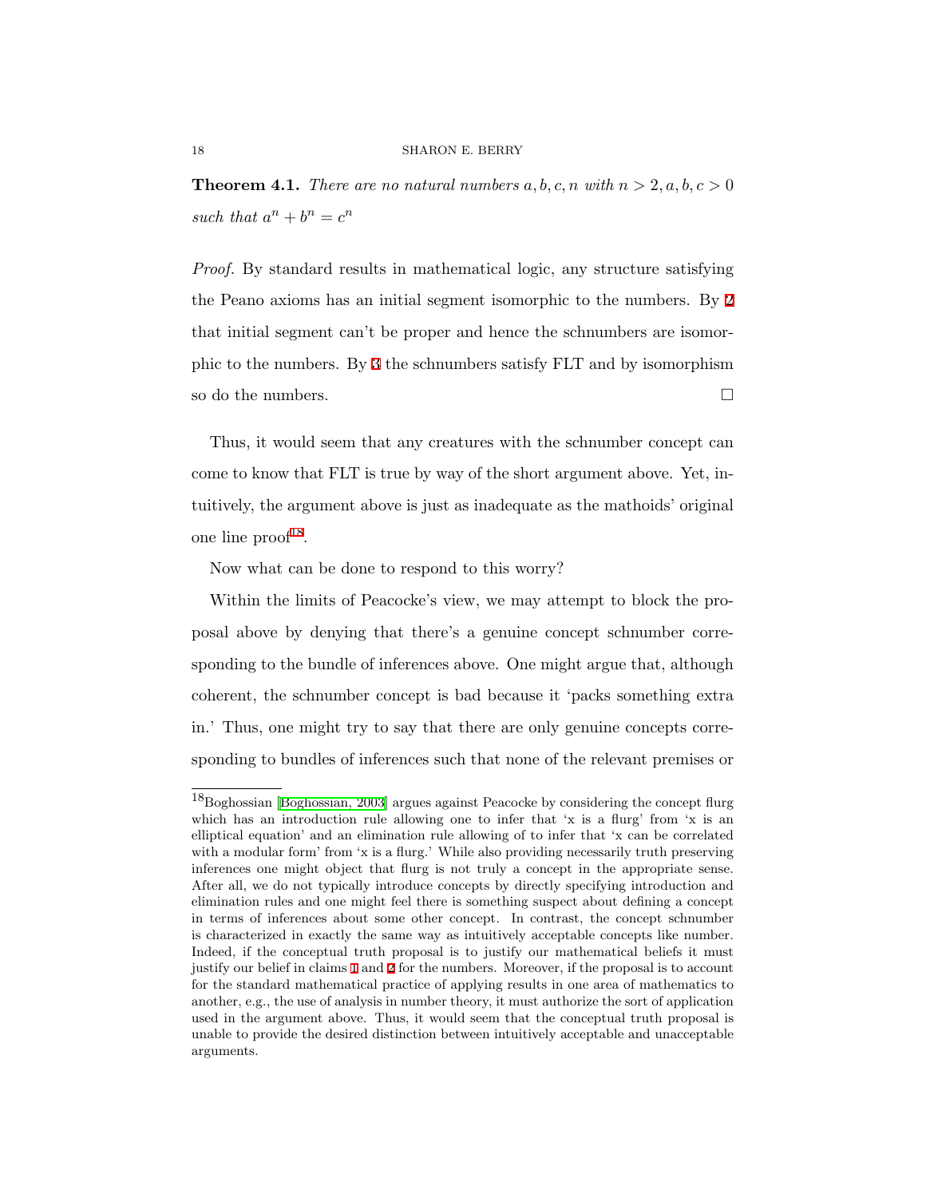**Theorem 4.1.** *There are no natural numbers $a, b, c, n$ with $n > 2, a, b, c > 0$ such that $a^n + b^n = c^n$*

*Proof.* By standard results in mathematical logic, any structure satisfying the Peano axioms has an initial segment isomorphic to the numbers. By 2 that initial segment can't be proper and hence the schnumbers are isomorphic to the numbers. By 3 the schnumbers satisfy FLT and by isomorphism so do the numbers. □

Thus, it would seem that any creatures with the schnumber concept can come to know that FLT is true by way of the short argument above. Yet, intuitively, the argument above is just as inadequate as the mathoids' original one line proof[18].

Now what can be done to respond to this worry?

Within the limits of Peacocke's view, we may attempt to block the proposal above by denying that there's a genuine concept schnumber corresponding to the bundle of inferences above. One might argue that, although coherent, the schnumber concept is bad because it 'packs something extra in.' Thus, one might try to say that there are only genuine concepts corresponding to bundles of inferences such that none of the relevant premises or

---

[18]Boghossian [Boghossian, 2003] argues against Peacocke by considering the concept flurg which has an introduction rule allowing one to infer that 'x is a flurg' from 'x is an elliptical equation' and an elimination rule allowing of to infer that 'x can be correlated with a modular form' from 'x is a flurg.' While also providing necessarily truth preserving inferences one might object that flurg is not truly a concept in the appropriate sense. After all, we do not typically introduce concepts by directly specifying introduction and elimination rules and one might feel there is something suspect about defining a concept in terms of inferences about some other concept. In contrast, the concept schnumber is characterized in exactly the same way as intuitively acceptable concepts like number. Indeed, if the conceptual truth proposal is to justify our mathematical beliefs it must justify our belief in claims 1 and 2 for the numbers. Moreover, if the proposal is to account for the standard mathematical practice of applying results in one area of mathematics to another, e.g., the use of analysis in number theory, it must authorize the sort of application used in the argument above. Thus, it would seem that the conceptual truth proposal is unable to provide the desired distinction between intuitively acceptable and unacceptable arguments.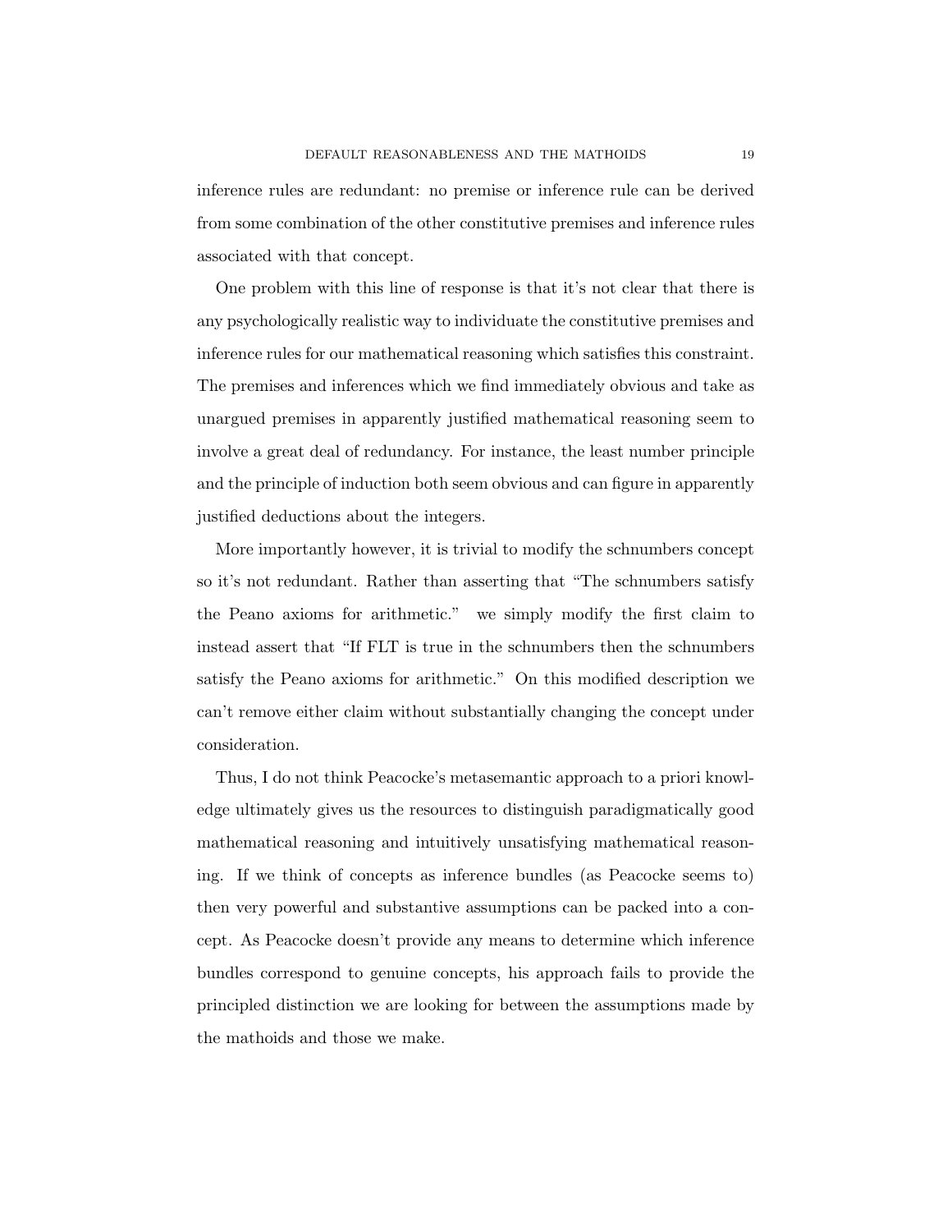inference rules are redundant: no premise or inference rule can be derived from some combination of the other constitutive premises and inference rules associated with that concept.

One problem with this line of response is that it's not clear that there is any psychologically realistic way to individuate the constitutive premises and inference rules for our mathematical reasoning which satisfies this constraint. The premises and inferences which we find immediately obvious and take as unargued premises in apparently justified mathematical reasoning seem to involve a great deal of redundancy. For instance, the least number principle and the principle of induction both seem obvious and can figure in apparently justified deductions about the integers.

More importantly however, it is trivial to modify the schnumbers concept so it's not redundant. Rather than asserting that "The schnumbers satisfy the Peano axioms for arithmetic." we simply modify the first claim to instead assert that "If FLT is true in the schnumbers then the schnumbers satisfy the Peano axioms for arithmetic." On this modified description we can't remove either claim without substantially changing the concept under consideration.

Thus, I do not think Peacocke's metasemantic approach to a priori knowledge ultimately gives us the resources to distinguish paradigmatically good mathematical reasoning and intuitively unsatisfying mathematical reasoning. If we think of concepts as inference bundles (as Peacocke seems to) then very powerful and substantive assumptions can be packed into a concept. As Peacocke doesn't provide any means to determine which inference bundles correspond to genuine concepts, his approach fails to provide the principled distinction we are looking for between the assumptions made by the mathoids and those we make.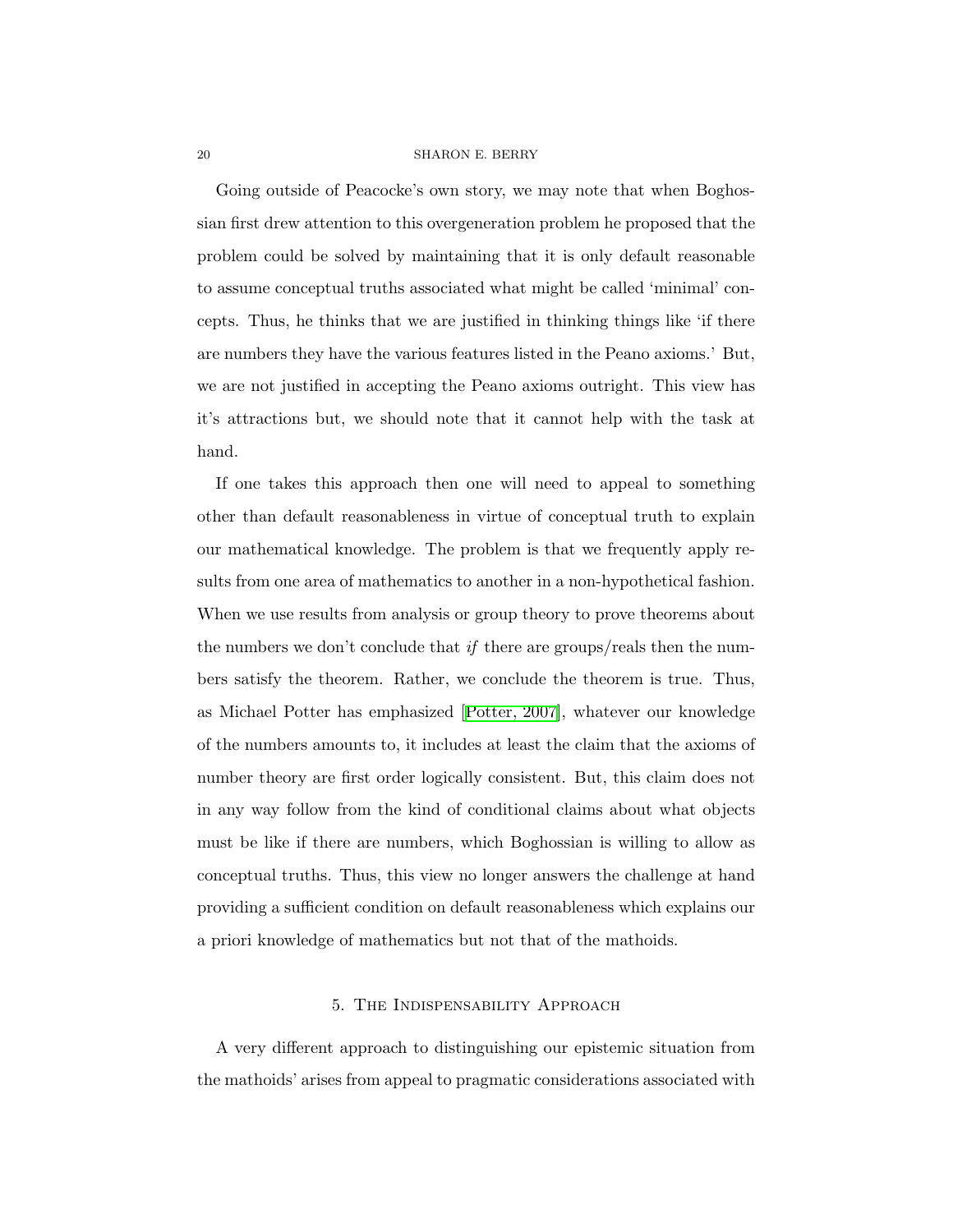Going outside of Peacocke's own story, we may note that when Boghossian first drew attention to this overgeneration problem he proposed that the problem could be solved by maintaining that it is only default reasonable to assume conceptual truths associated what might be called 'minimal' concepts. Thus, he thinks that we are justified in thinking things like 'if there are numbers they have the various features listed in the Peano axioms.' But, we are not justified in accepting the Peano axioms outright. This view has it's attractions but, we should note that it cannot help with the task at hand.

If one takes this approach then one will need to appeal to something other than default reasonableness in virtue of conceptual truth to explain our mathematical knowledge. The problem is that we frequently apply results from one area of mathematics to another in a non-hypothetical fashion. When we use results from analysis or group theory to prove theorems about the numbers we don't conclude that *if* there are groups/reals then the numbers satisfy the theorem. Rather, we conclude the theorem is true. Thus, as Michael Potter has emphasized [Potter, 2007], whatever our knowledge of the numbers amounts to, it includes at least the claim that the axioms of number theory are first order logically consistent. But, this claim does not in any way follow from the kind of conditional claims about what objects must be like if there are numbers, which Boghossian is willing to allow as conceptual truths. Thus, this view no longer answers the challenge at hand providing a sufficient condition on default reasonableness which explains our a priori knowledge of mathematics but not that of the mathoids.

## 5. The Indispensability Approach

A very different approach to distinguishing our epistemic situation from the mathoids' arises from appeal to pragmatic considerations associated with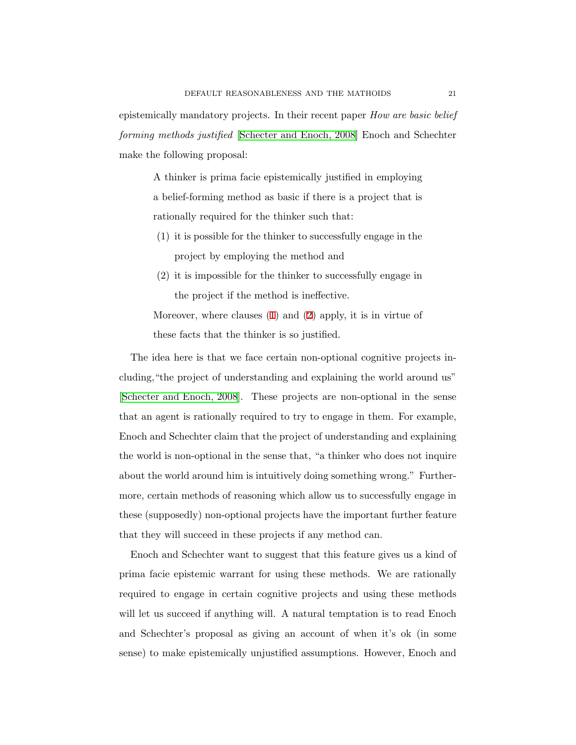epistemically mandatory projects. In their recent paper *How are basic belief forming methods justified* [Schecter and Enoch, 2008] Enoch and Schechter make the following proposal:

> A thinker is prima facie epistemically justified in employing a belief-forming method as basic if there is a project that is rationally required for the thinker such that:
>
> (1) it is possible for the thinker to successfully engage in the project by employing the method and
>
> (2) it is impossible for the thinker to successfully engage in the project if the method is ineffective.
>
> Moreover, where clauses (1) and (2) apply, it is in virtue of these facts that the thinker is so justified.

The idea here is that we face certain non-optional cognitive projects including,"the project of understanding and explaining the world around us" [Schecter and Enoch, 2008]. These projects are non-optional in the sense that an agent is rationally required to try to engage in them. For example, Enoch and Schechter claim that the project of understanding and explaining the world is non-optional in the sense that, "a thinker who does not inquire about the world around him is intuitively doing something wrong." Furthermore, certain methods of reasoning which allow us to successfully engage in these (supposedly) non-optional projects have the important further feature that they will succeed in these projects if any method can.

Enoch and Schechter want to suggest that this feature gives us a kind of prima facie epistemic warrant for using these methods. We are rationally required to engage in certain cognitive projects and using these methods will let us succeed if anything will. A natural temptation is to read Enoch and Schechter's proposal as giving an account of when it's ok (in some sense) to make epistemically unjustified assumptions. However, Enoch and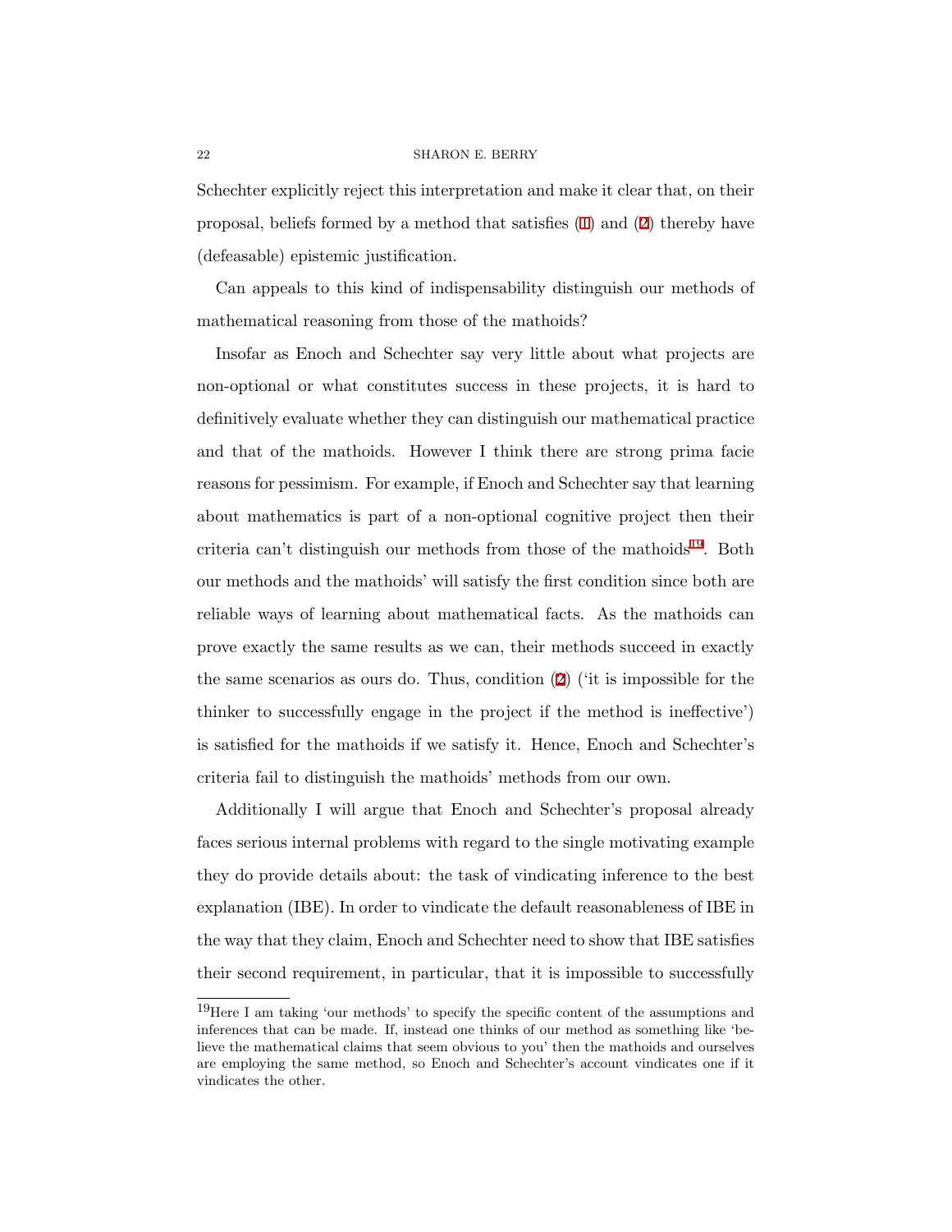Schechter explicitly reject this interpretation and make it clear that, on their proposal, beliefs formed by a method that satisfies (1) and (2) thereby have (defeasable) epistemic justification.

Can appeals to this kind of indispensability distinguish our methods of mathematical reasoning from those of the mathoids?

Insofar as Enoch and Schechter say very little about what projects are non-optional or what constitutes success in these projects, it is hard to definitively evaluate whether they can distinguish our mathematical practice and that of the mathoids. However I think there are strong prima facie reasons for pessimism. For example, if Enoch and Schechter say that learning about mathematics is part of a non-optional cognitive project then their criteria can't distinguish our methods from those of the mathoids[19]. Both our methods and the mathoids' will satisfy the first condition since both are reliable ways of learning about mathematical facts. As the mathoids can prove exactly the same results as we can, their methods succeed in exactly the same scenarios as ours do. Thus, condition (2) ('it is impossible for the thinker to successfully engage in the project if the method is ineffective') is satisfied for the mathoids if we satisfy it. Hence, Enoch and Schechter's criteria fail to distinguish the mathoids' methods from our own.

Additionally I will argue that Enoch and Schechter's proposal already faces serious internal problems with regard to the single motivating example they do provide details about: the task of vindicating inference to the best explanation (IBE). In order to vindicate the default reasonableness of IBE in the way that they claim, Enoch and Schechter need to show that IBE satisfies their second requirement, in particular, that it is impossible to successfully

[19]Here I am taking 'our methods' to specify the specific content of the assumptions and inferences that can be made. If, instead one thinks of our method as something like 'believe the mathematical claims that seem obvious to you' then the mathoids and ourselves are employing the same method, so Enoch and Schechter's account vindicates one if it vindicates the other.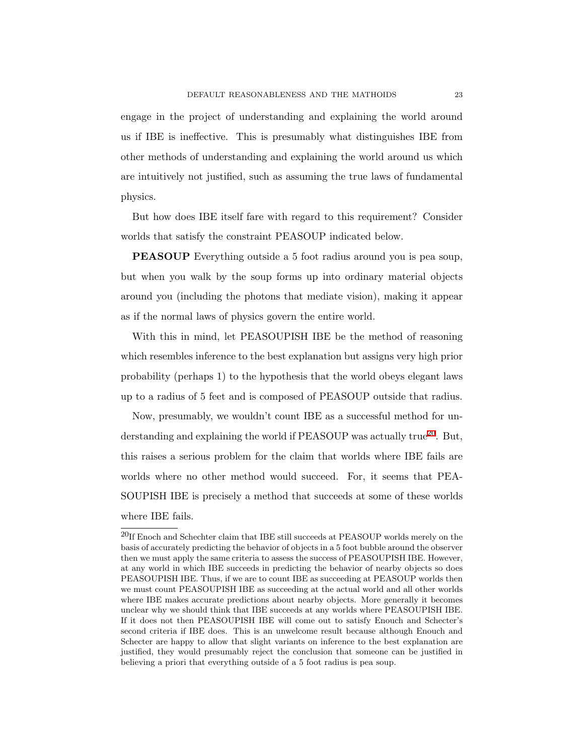engage in the project of understanding and explaining the world around us if IBE is ineffective. This is presumably what distinguishes IBE from other methods of understanding and explaining the world around us which are intuitively not justified, such as assuming the true laws of fundamental physics.

But how does IBE itself fare with regard to this requirement? Consider worlds that satisfy the constraint PEASOUP indicated below.

**PEASOUP** Everything outside a 5 foot radius around you is pea soup, but when you walk by the soup forms up into ordinary material objects around you (including the photons that mediate vision), making it appear as if the normal laws of physics govern the entire world.

With this in mind, let PEASOUPISH IBE be the method of reasoning which resembles inference to the best explanation but assigns very high prior probability (perhaps 1) to the hypothesis that the world obeys elegant laws up to a radius of 5 feet and is composed of PEASOUP outside that radius.

Now, presumably, we wouldn't count IBE as a successful method for understanding and explaining the world if PEASOUP was actually true[20]. But, this raises a serious problem for the claim that worlds where IBE fails are worlds where no other method would succeed. For, it seems that PEASOUPISH IBE is precisely a method that succeeds at some of these worlds where IBE fails.

---

[20]If Enoch and Schechter claim that IBE still succeeds at PEASOUP worlds merely on the basis of accurately predicting the behavior of objects in a 5 foot bubble around the observer then we must apply the same criteria to assess the success of PEASOUPISH IBE. However, at any world in which IBE succeeds in predicting the behavior of nearby objects so does PEASOUPISH IBE. Thus, if we are to count IBE as succeeding at PEASOUP worlds then we must count PEASOUPISH IBE as succeeding at the actual world and all other worlds where IBE makes accurate predictions about nearby objects. More generally it becomes unclear why we should think that IBE succeeds at any worlds where PEASOUPISH IBE. If it does not then PEASOUPISH IBE will come out to satisfy Enouch and Schecter's second criteria if IBE does. This is an unwelcome result because although Enouch and Schecter are happy to allow that slight variants on inference to the best explanation are justified, they would presumably reject the conclusion that someone can be justified in believing a priori that everything outside of a 5 foot radius is pea soup.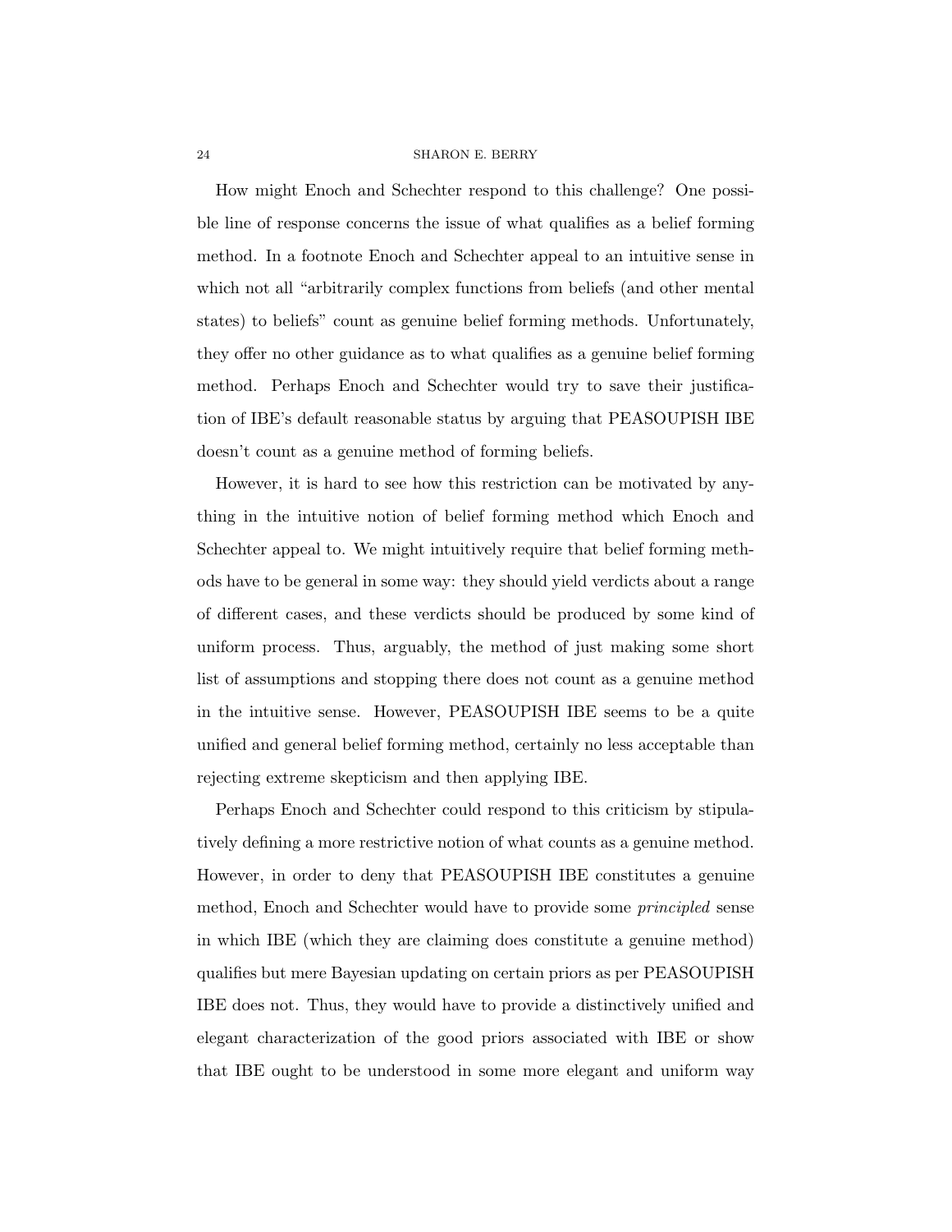How might Enoch and Schechter respond to this challenge? One possible line of response concerns the issue of what qualifies as a belief forming method. In a footnote Enoch and Schechter appeal to an intuitive sense in which not all "arbitrarily complex functions from beliefs (and other mental states) to beliefs" count as genuine belief forming methods. Unfortunately, they offer no other guidance as to what qualifies as a genuine belief forming method. Perhaps Enoch and Schechter would try to save their justification of IBE's default reasonable status by arguing that PEASOUPISH IBE doesn't count as a genuine method of forming beliefs.

However, it is hard to see how this restriction can be motivated by anything in the intuitive notion of belief forming method which Enoch and Schechter appeal to. We might intuitively require that belief forming methods have to be general in some way: they should yield verdicts about a range of different cases, and these verdicts should be produced by some kind of uniform process. Thus, arguably, the method of just making some short list of assumptions and stopping there does not count as a genuine method in the intuitive sense. However, PEASOUPISH IBE seems to be a quite unified and general belief forming method, certainly no less acceptable than rejecting extreme skepticism and then applying IBE.

Perhaps Enoch and Schechter could respond to this criticism by stipulatively defining a more restrictive notion of what counts as a genuine method. However, in order to deny that PEASOUPISH IBE constitutes a genuine method, Enoch and Schechter would have to provide some *principled* sense in which IBE (which they are claiming does constitute a genuine method) qualifies but mere Bayesian updating on certain priors as per PEASOUPISH IBE does not. Thus, they would have to provide a distinctively unified and elegant characterization of the good priors associated with IBE or show that IBE ought to be understood in some more elegant and uniform way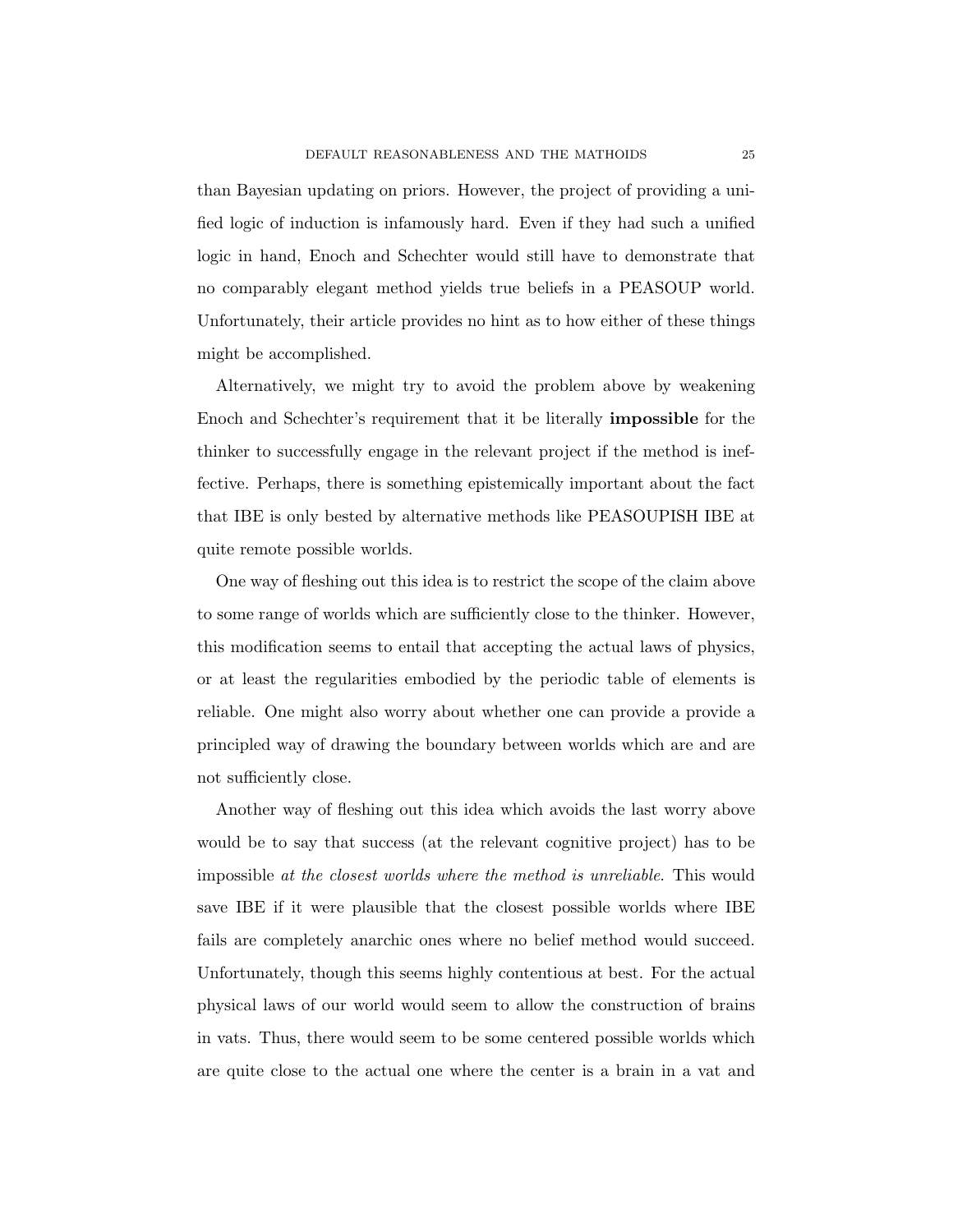than Bayesian updating on priors. However, the project of providing a unified logic of induction is infamously hard. Even if they had such a unified logic in hand, Enoch and Schechter would still have to demonstrate that no comparably elegant method yields true beliefs in a PEASOUP world. Unfortunately, their article provides no hint as to how either of these things might be accomplished.

Alternatively, we might try to avoid the problem above by weakening Enoch and Schechter's requirement that it be literally **impossible** for the thinker to successfully engage in the relevant project if the method is ineffective. Perhaps, there is something epistemically important about the fact that IBE is only bested by alternative methods like PEASOUPISH IBE at quite remote possible worlds.

One way of fleshing out this idea is to restrict the scope of the claim above to some range of worlds which are sufficiently close to the thinker. However, this modification seems to entail that accepting the actual laws of physics, or at least the regularities embodied by the periodic table of elements is reliable. One might also worry about whether one can provide a provide a principled way of drawing the boundary between worlds which are and are not sufficiently close.

Another way of fleshing out this idea which avoids the last worry above would be to say that success (at the relevant cognitive project) has to be impossible *at the closest worlds where the method is unreliable*. This would save IBE if it were plausible that the closest possible worlds where IBE fails are completely anarchic ones where no belief method would succeed. Unfortunately, though this seems highly contentious at best. For the actual physical laws of our world would seem to allow the construction of brains in vats. Thus, there would seem to be some centered possible worlds which are quite close to the actual one where the center is a brain in a vat and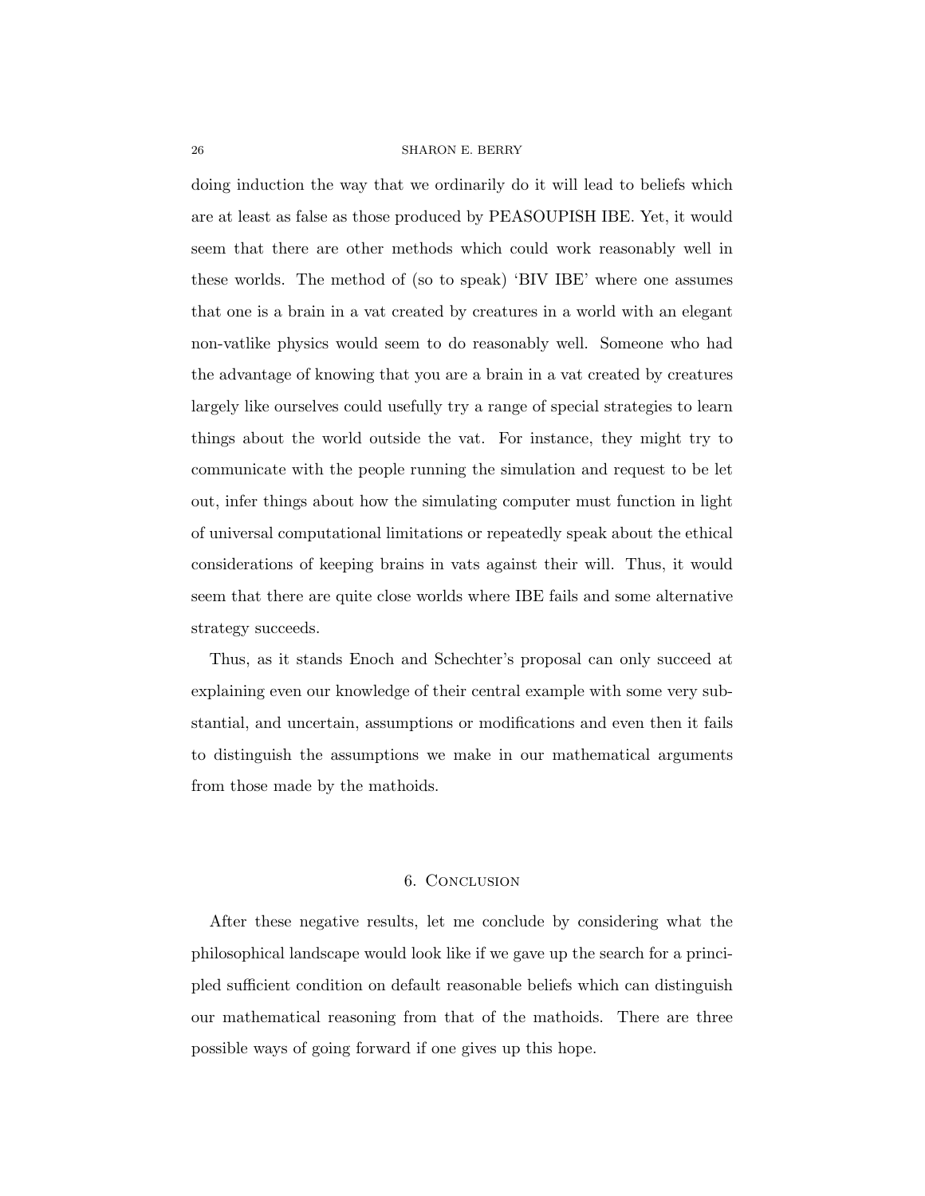doing induction the way that we ordinarily do it will lead to beliefs which are at least as false as those produced by PEASOUPISH IBE. Yet, it would seem that there are other methods which could work reasonably well in these worlds. The method of (so to speak) 'BIV IBE' where one assumes that one is a brain in a vat created by creatures in a world with an elegant non-vatlike physics would seem to do reasonably well. Someone who had the advantage of knowing that you are a brain in a vat created by creatures largely like ourselves could usefully try a range of special strategies to learn things about the world outside the vat. For instance, they might try to communicate with the people running the simulation and request to be let out, infer things about how the simulating computer must function in light of universal computational limitations or repeatedly speak about the ethical considerations of keeping brains in vats against their will. Thus, it would seem that there are quite close worlds where IBE fails and some alternative strategy succeeds.

Thus, as it stands Enoch and Schechter's proposal can only succeed at explaining even our knowledge of their central example with some very substantial, and uncertain, assumptions or modifications and even then it fails to distinguish the assumptions we make in our mathematical arguments from those made by the mathoids.

## 6. Conclusion

After these negative results, let me conclude by considering what the philosophical landscape would look like if we gave up the search for a principled sufficient condition on default reasonable beliefs which can distinguish our mathematical reasoning from that of the mathoids. There are three possible ways of going forward if one gives up this hope.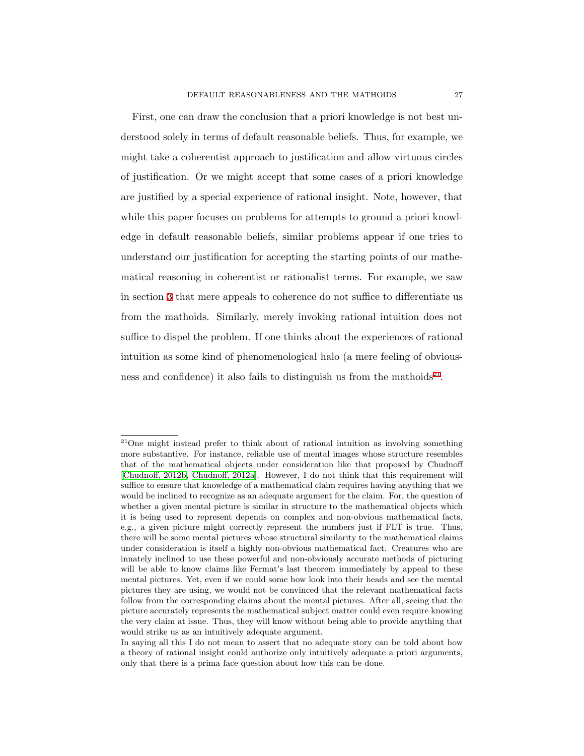First, one can draw the conclusion that a priori knowledge is not best understood solely in terms of default reasonable beliefs. Thus, for example, we might take a coherentist approach to justification and allow virtuous circles of justification. Or we might accept that some cases of a priori knowledge are justified by a special experience of rational insight. Note, however, that while this paper focuses on problems for attempts to ground a priori knowledge in default reasonable beliefs, similar problems appear if one tries to understand our justification for accepting the starting points of our mathematical reasoning in coherentist or rationalist terms. For example, we saw in section 3 that mere appeals to coherence do not suffice to differentiate us from the mathoids. Similarly, merely invoking rational intuition does not suffice to dispel the problem. If one thinks about the experiences of rational intuition as some kind of phenomenological halo (a mere feeling of obviousness and confidence) it also fails to distinguish us from the mathoids[21].

---

[21]One might instead prefer to think about of rational intuition as involving something more substantive. For instance, reliable use of mental images whose structure resembles that of the mathematical objects under consideration like that proposed by Chudnoff [Chudnoff, 2012b, Chudnoff, 2012a]. However, I do not think that this requirement will suffice to ensure that knowledge of a mathematical claim requires having anything that we would be inclined to recognize as an adequate argument for the claim. For, the question of whether a given mental picture is similar in structure to the mathematical objects which it is being used to represent depends on complex and non-obvious mathematical facts, e.g., a given picture might correctly represent the numbers just if FLT is true. Thus, there will be some mental pictures whose structural similarity to the mathematical claims under consideration is itself a highly non-obvious mathematical fact. Creatures who are innately inclined to use these powerful and non-obviously accurate methods of picturing will be able to know claims like Fermat's last theorem immediately by appeal to these mental pictures. Yet, even if we could some how look into their heads and see the mental pictures they are using, we would not be convinced that the relevant mathematical facts follow from the corresponding claims about the mental pictures. After all, seeing that the picture accurately represents the mathematical subject matter could even require knowing the very claim at issue. Thus, they will know without being able to provide anything that would strike us as an intuitively adequate argument.

In saying all this I do not mean to assert that no adequate story can be told about how a theory of rational insight could authorize only intuitively adequate a priori arguments, only that there is a prima face question about how this can be done.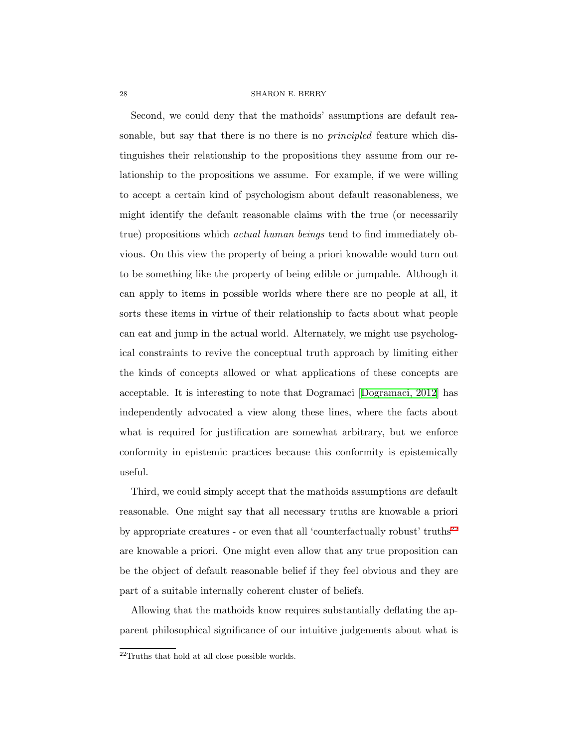Second, we could deny that the mathoids' assumptions are default reasonable, but say that there is no there is no *principled* feature which distinguishes their relationship to the propositions they assume from our relationship to the propositions we assume. For example, if we were willing to accept a certain kind of psychologism about default reasonableness, we might identify the default reasonable claims with the true (or necessarily true) propositions which *actual human beings* tend to find immediately obvious. On this view the property of being a priori knowable would turn out to be something like the property of being edible or jumpable. Although it can apply to items in possible worlds where there are no people at all, it sorts these items in virtue of their relationship to facts about what people can eat and jump in the actual world. Alternately, we might use psychological constraints to revive the conceptual truth approach by limiting either the kinds of concepts allowed or what applications of these concepts are acceptable. It is interesting to note that Dogramaci [Dogramaci, 2012] has independently advocated a view along these lines, where the facts about what is required for justification are somewhat arbitrary, but we enforce conformity in epistemic practices because this conformity is epistemically useful.

Third, we could simply accept that the mathoids assumptions *are* default reasonable. One might say that all necessary truths are knowable a priori by appropriate creatures - or even that all 'counterfactually robust' truths[22] are knowable a priori. One might even allow that any true proposition can be the object of default reasonable belief if they feel obvious and they are part of a suitable internally coherent cluster of beliefs.

Allowing that the mathoids know requires substantially deflating the apparent philosophical significance of our intuitive judgements about what is

[22]Truths that hold at all close possible worlds.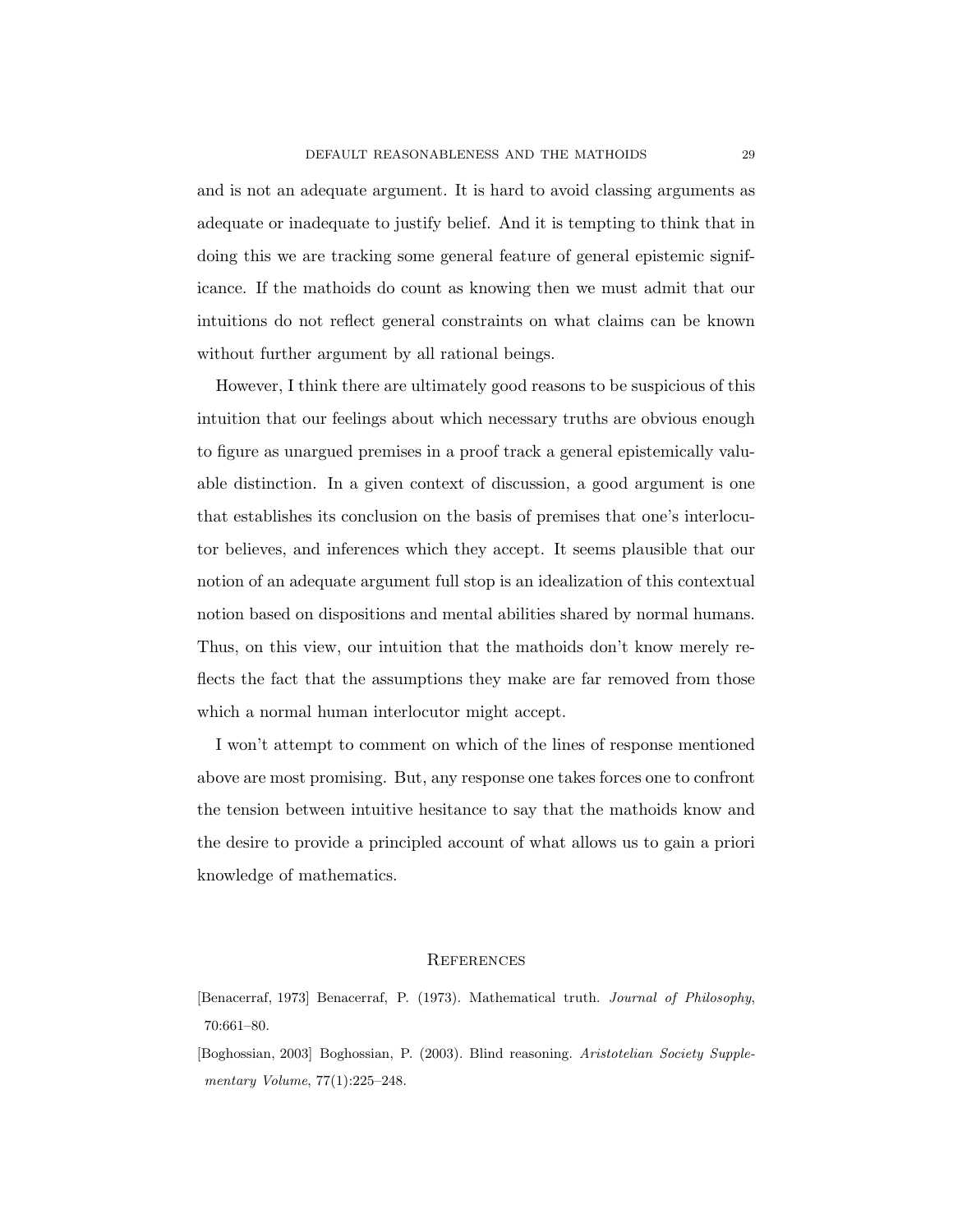and is not an adequate argument. It is hard to avoid classing arguments as adequate or inadequate to justify belief. And it is tempting to think that in doing this we are tracking some general feature of general epistemic significance. If the mathoids do count as knowing then we must admit that our intuitions do not reflect general constraints on what claims can be known without further argument by all rational beings.

However, I think there are ultimately good reasons to be suspicious of this intuition that our feelings about which necessary truths are obvious enough to figure as unargued premises in a proof track a general epistemically valuable distinction. In a given context of discussion, a good argument is one that establishes its conclusion on the basis of premises that one's interlocutor believes, and inferences which they accept. It seems plausible that our notion of an adequate argument full stop is an idealization of this contextual notion based on dispositions and mental abilities shared by normal humans. Thus, on this view, our intuition that the mathoids don't know merely reflects the fact that the assumptions they make are far removed from those which a normal human interlocutor might accept.

I won't attempt to comment on which of the lines of response mentioned above are most promising. But, any response one takes forces one to confront the tension between intuitive hesitance to say that the mathoids know and the desire to provide a principled account of what allows us to gain a priori knowledge of mathematics.

## References

[Benacerraf, 1973] Benacerraf, P. (1973). Mathematical truth. *Journal of Philosophy*, 70:661–80.

[Boghossian, 2003] Boghossian, P. (2003). Blind reasoning. *Aristotelian Society Supplementary Volume*, 77(1):225–248.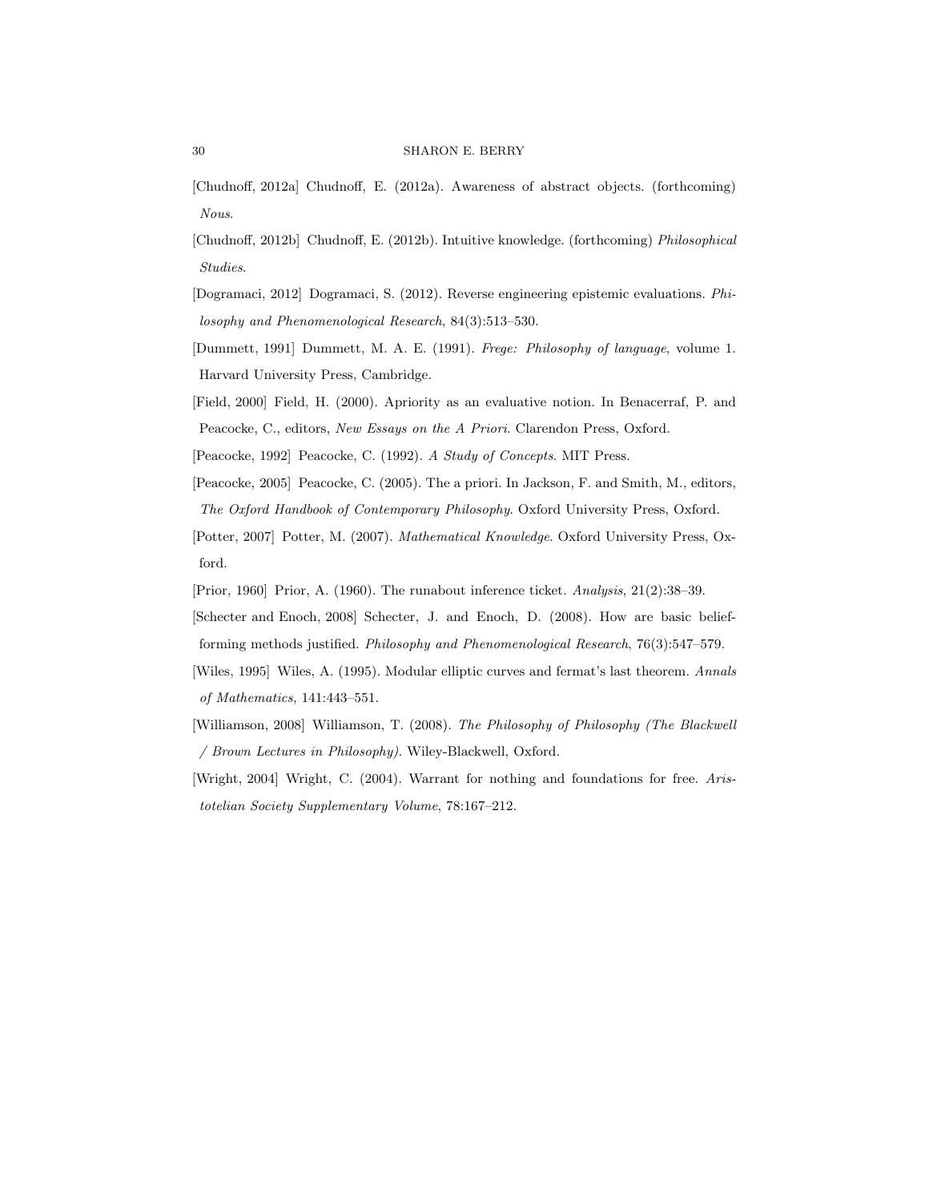[Chudnoff, 2012a] Chudnoff, E. (2012a). Awareness of abstract objects. (forthcoming) *Nous*.

[Chudnoff, 2012b] Chudnoff, E. (2012b). Intuitive knowledge. (forthcoming) *Philosophical Studies*.

[Dogramaci, 2012] Dogramaci, S. (2012). Reverse engineering epistemic evaluations. *Philosophy and Phenomenological Research*, 84(3):513–530.

[Dummett, 1991] Dummett, M. A. E. (1991). *Frege: Philosophy of language*, volume 1. Harvard University Press, Cambridge.

[Field, 2000] Field, H. (2000). Apriority as an evaluative notion. In Benacerraf, P. and Peacocke, C., editors, *New Essays on the A Priori*. Clarendon Press, Oxford.

[Peacocke, 1992] Peacocke, C. (1992). *A Study of Concepts*. MIT Press.

[Peacocke, 2005] Peacocke, C. (2005). The a priori. In Jackson, F. and Smith, M., editors, *The Oxford Handbook of Contemporary Philosophy*. Oxford University Press, Oxford.

[Potter, 2007] Potter, M. (2007). *Mathematical Knowledge*. Oxford University Press, Oxford.

[Prior, 1960] Prior, A. (1960). The runabout inference ticket. *Analysis*, 21(2):38–39.

[Schecter and Enoch, 2008] Schecter, J. and Enoch, D. (2008). How are basic belief-forming methods justified. *Philosophy and Phenomenological Research*, 76(3):547–579.

[Wiles, 1995] Wiles, A. (1995). Modular elliptic curves and fermat's last theorem. *Annals of Mathematics*, 141:443–551.

[Williamson, 2008] Williamson, T. (2008). *The Philosophy of Philosophy (The Blackwell / Brown Lectures in Philosophy)*. Wiley-Blackwell, Oxford.

[Wright, 2004] Wright, C. (2004). Warrant for nothing and foundations for free. *Aristotelian Society Supplementary Volume*, 78:167–212.